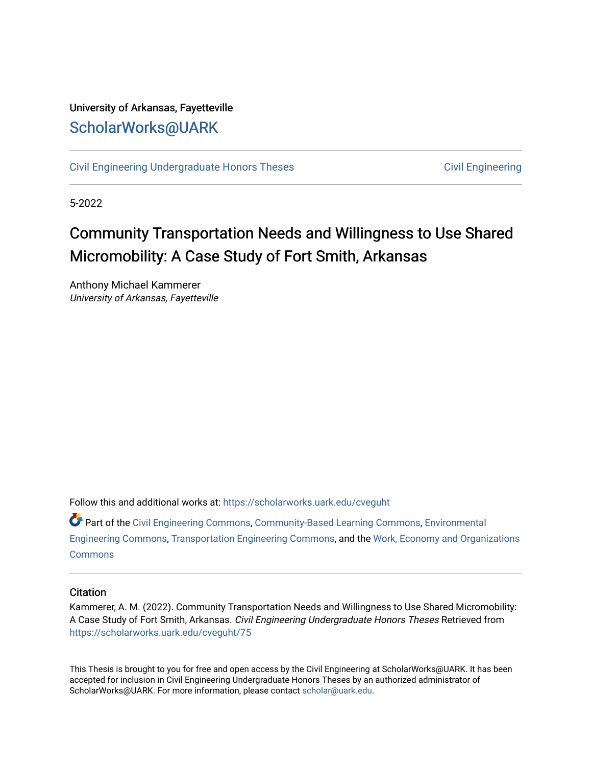University of Arkansas, Fayetteville

# ScholarWorks@UARK

Civil Engineering Undergraduate Honors Theses | Civil Engineering

5-2022

# Community Transportation Needs and Willingness to Use Shared Micromobility: A Case Study of Fort Smith, Arkansas

Anthony Michael Kammerer
*University of Arkansas, Fayetteville*

Follow this and additional works at: https://scholarworks.uark.edu/cveguht

Part of the Civil Engineering Commons, Community-Based Learning Commons, Environmental Engineering Commons, Transportation Engineering Commons, and the Work, Economy and Organizations Commons

## Citation

Kammerer, A. M. (2022). Community Transportation Needs and Willingness to Use Shared Micromobility: A Case Study of Fort Smith, Arkansas. *Civil Engineering Undergraduate Honors Theses* Retrieved from https://scholarworks.uark.edu/cveguht/75

This Thesis is brought to you for free and open access by the Civil Engineering at ScholarWorks@UARK. It has been accepted for inclusion in Civil Engineering Undergraduate Honors Theses by an authorized administrator of ScholarWorks@UARK. For more information, please contact scholar@uark.edu.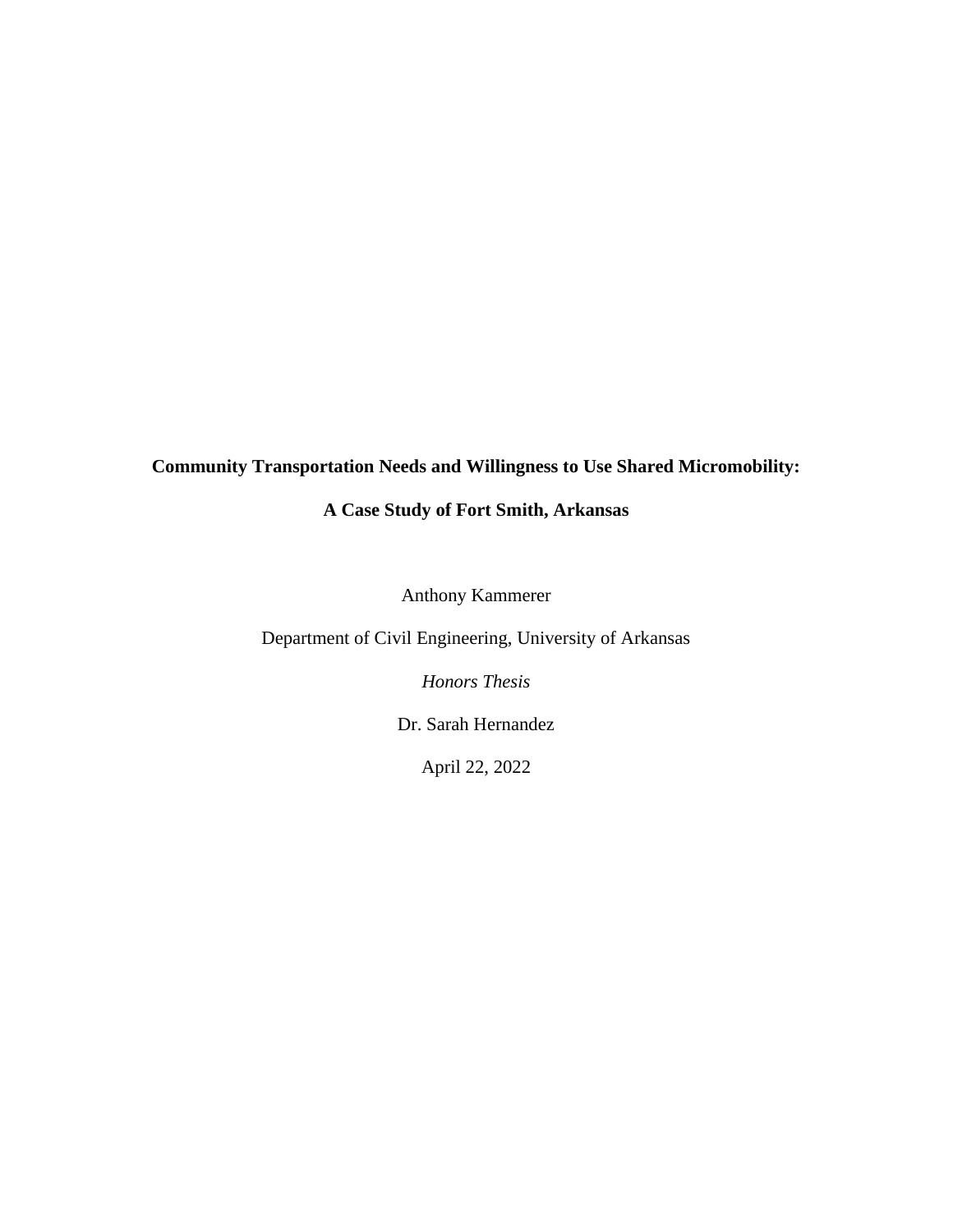**Community Transportation Needs and Willingness to Use Shared Micromobility:**

**A Case Study of Fort Smith, Arkansas**

Anthony Kammerer

Department of Civil Engineering, University of Arkansas

*Honors Thesis*

Dr. Sarah Hernandez

April 22, 2022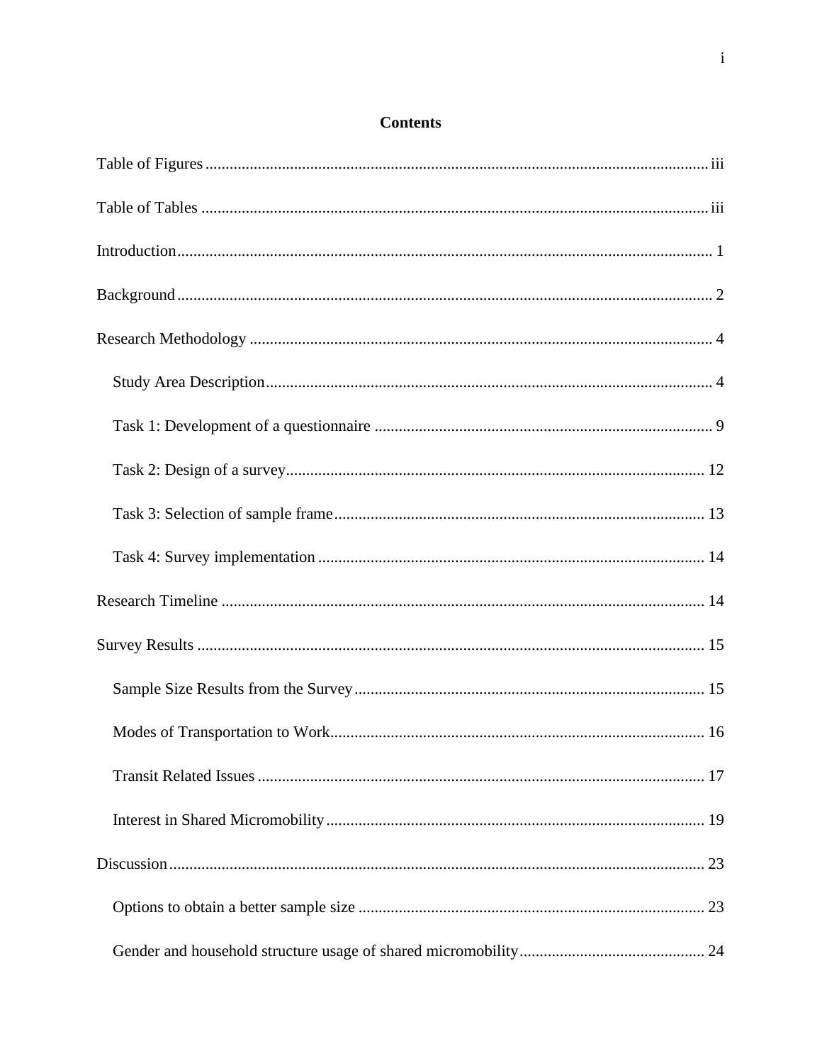# Contents

Table of Figures ..................................................................................................................... iii

Table of Tables ....................................................................................................................... iii

Introduction ............................................................................................................................. 1

Background ............................................................................................................................. 2

Research Methodology ........................................................................................................... 4

- Study Area Description ..................................................................................................... 4
- Task 1: Development of a questionnaire .......................................................................... 9
- Task 2: Design of a survey .............................................................................................. 12
- Task 3: Selection of sample frame .................................................................................. 13
- Task 4: Survey implementation ...................................................................................... 14

Research Timeline ................................................................................................................ 14

Survey Results ...................................................................................................................... 15

- Sample Size Results from the Survey ............................................................................. 15
- Modes of Transportation to Work ................................................................................... 16
- Transit Related Issues ..................................................................................................... 17
- Interest in Shared Micromobility .................................................................................... 19

Discussion ............................................................................................................................. 23

- Options to obtain a better sample size ............................................................................ 23
- Gender and household structure usage of shared micromobility .................................... 24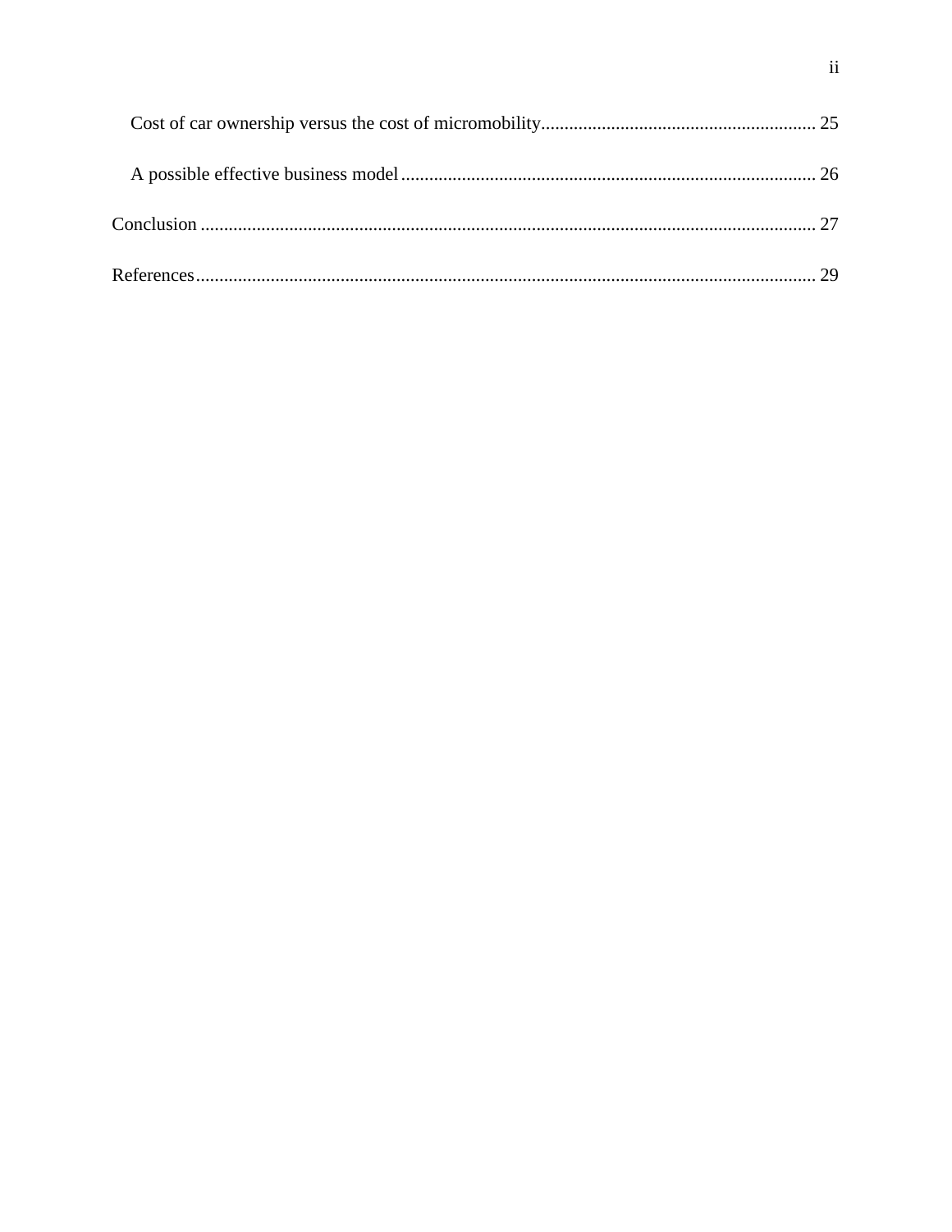Cost of car ownership versus the cost of micromobility .......... 25

A possible effective business model .......... 26

Conclusion .......... 27

References .......... 29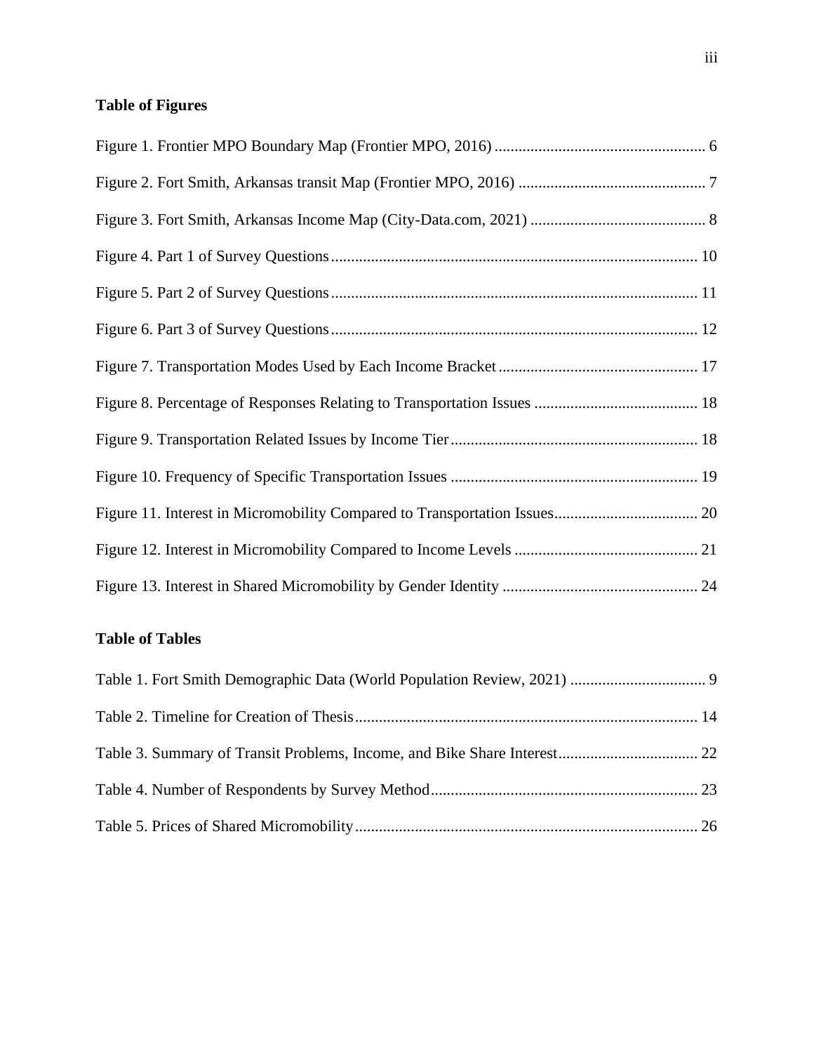**Table of Figures**

Figure 1. Frontier MPO Boundary Map (Frontier MPO, 2016) ..................................................... 6

Figure 2. Fort Smith, Arkansas transit Map (Frontier MPO, 2016) ............................................... 7

Figure 3. Fort Smith, Arkansas Income Map (City-Data.com, 2021) ............................................ 8

Figure 4. Part 1 of Survey Questions ........................................................................................... 10

Figure 5. Part 2 of Survey Questions ........................................................................................... 11

Figure 6. Part 3 of Survey Questions ........................................................................................... 12

Figure 7. Transportation Modes Used by Each Income Bracket .................................................. 17

Figure 8. Percentage of Responses Relating to Transportation Issues ......................................... 18

Figure 9. Transportation Related Issues by Income Tier ............................................................. 18

Figure 10. Frequency of Specific Transportation Issues .............................................................. 19

Figure 11. Interest in Micromobility Compared to Transportation Issues.................................... 20

Figure 12. Interest in Micromobility Compared to Income Levels .............................................. 21

Figure 13. Interest in Shared Micromobility by Gender Identity ................................................. 24

**Table of Tables**

Table 1. Fort Smith Demographic Data (World Population Review, 2021) .................................. 9

Table 2. Timeline for Creation of Thesis ...................................................................................... 14

Table 3. Summary of Transit Problems, Income, and Bike Share Interest ................................... 22

Table 4. Number of Respondents by Survey Method ................................................................... 23

Table 5. Prices of Shared Micromobility ...................................................................................... 26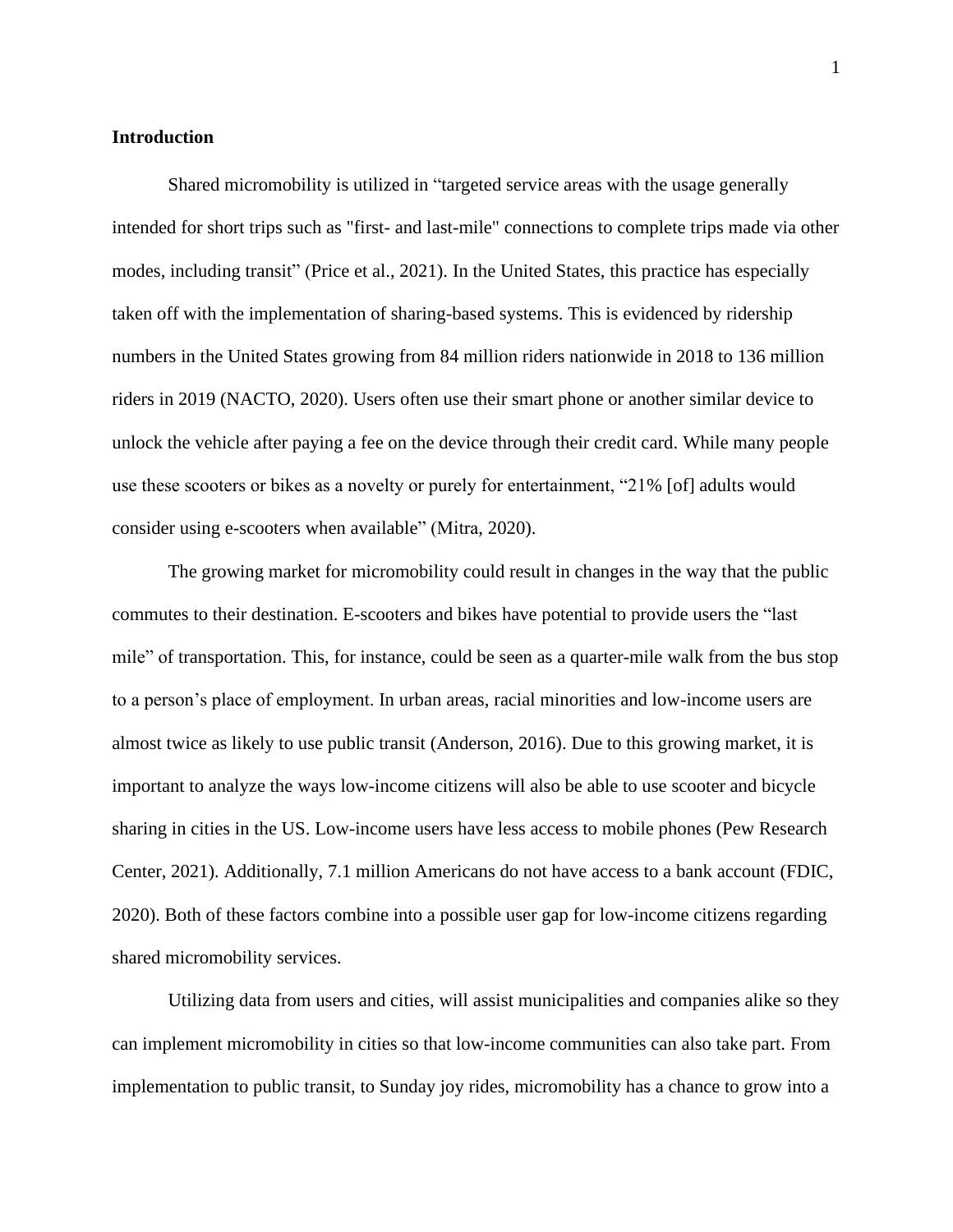**Introduction**

Shared micromobility is utilized in "targeted service areas with the usage generally intended for short trips such as "first- and last-mile" connections to complete trips made via other modes, including transit" (Price et al., 2021). In the United States, this practice has especially taken off with the implementation of sharing-based systems. This is evidenced by ridership numbers in the United States growing from 84 million riders nationwide in 2018 to 136 million riders in 2019 (NACTO, 2020). Users often use their smart phone or another similar device to unlock the vehicle after paying a fee on the device through their credit card. While many people use these scooters or bikes as a novelty or purely for entertainment, "21% [of] adults would consider using e-scooters when available" (Mitra, 2020).

The growing market for micromobility could result in changes in the way that the public commutes to their destination. E-scooters and bikes have potential to provide users the "last mile" of transportation. This, for instance, could be seen as a quarter-mile walk from the bus stop to a person's place of employment. In urban areas, racial minorities and low-income users are almost twice as likely to use public transit (Anderson, 2016). Due to this growing market, it is important to analyze the ways low-income citizens will also be able to use scooter and bicycle sharing in cities in the US. Low-income users have less access to mobile phones (Pew Research Center, 2021). Additionally, 7.1 million Americans do not have access to a bank account (FDIC, 2020). Both of these factors combine into a possible user gap for low-income citizens regarding shared micromobility services.

Utilizing data from users and cities, will assist municipalities and companies alike so they can implement micromobility in cities so that low-income communities can also take part. From implementation to public transit, to Sunday joy rides, micromobility has a chance to grow into a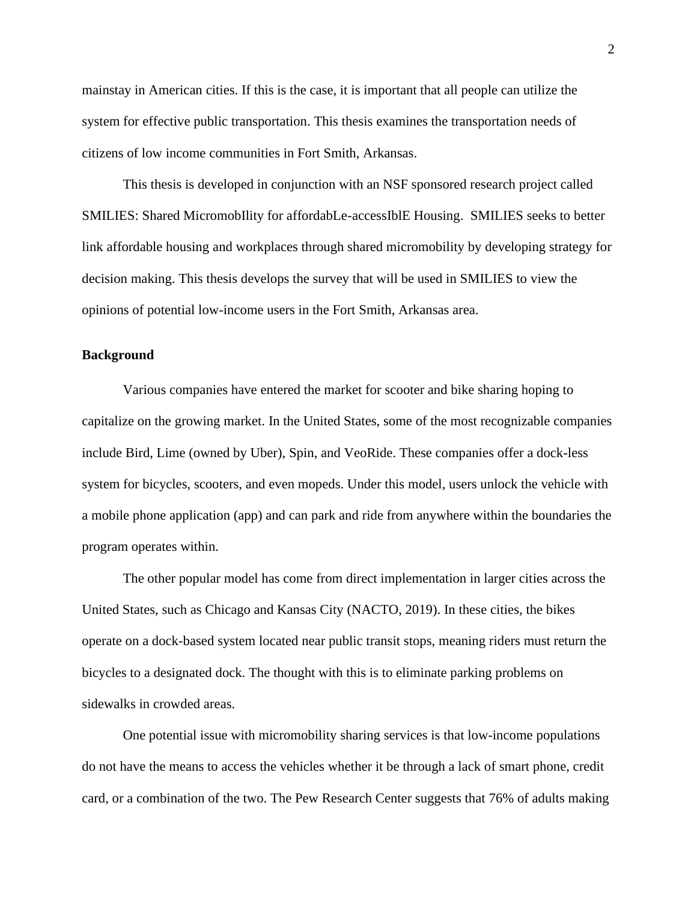mainstay in American cities. If this is the case, it is important that all people can utilize the system for effective public transportation. This thesis examines the transportation needs of citizens of low income communities in Fort Smith, Arkansas.

This thesis is developed in conjunction with an NSF sponsored research project called SMILIES: Shared MicromobIlity for affordabLe-accessIblE Housing.  SMILIES seeks to better link affordable housing and workplaces through shared micromobility by developing strategy for decision making. This thesis develops the survey that will be used in SMILIES to view the opinions of potential low-income users in the Fort Smith, Arkansas area.

## Background

Various companies have entered the market for scooter and bike sharing hoping to capitalize on the growing market. In the United States, some of the most recognizable companies include Bird, Lime (owned by Uber), Spin, and VeoRide. These companies offer a dock-less system for bicycles, scooters, and even mopeds. Under this model, users unlock the vehicle with a mobile phone application (app) and can park and ride from anywhere within the boundaries the program operates within.

The other popular model has come from direct implementation in larger cities across the United States, such as Chicago and Kansas City (NACTO, 2019). In these cities, the bikes operate on a dock-based system located near public transit stops, meaning riders must return the bicycles to a designated dock. The thought with this is to eliminate parking problems on sidewalks in crowded areas.

One potential issue with micromobility sharing services is that low-income populations do not have the means to access the vehicles whether it be through a lack of smart phone, credit card, or a combination of the two. The Pew Research Center suggests that 76% of adults making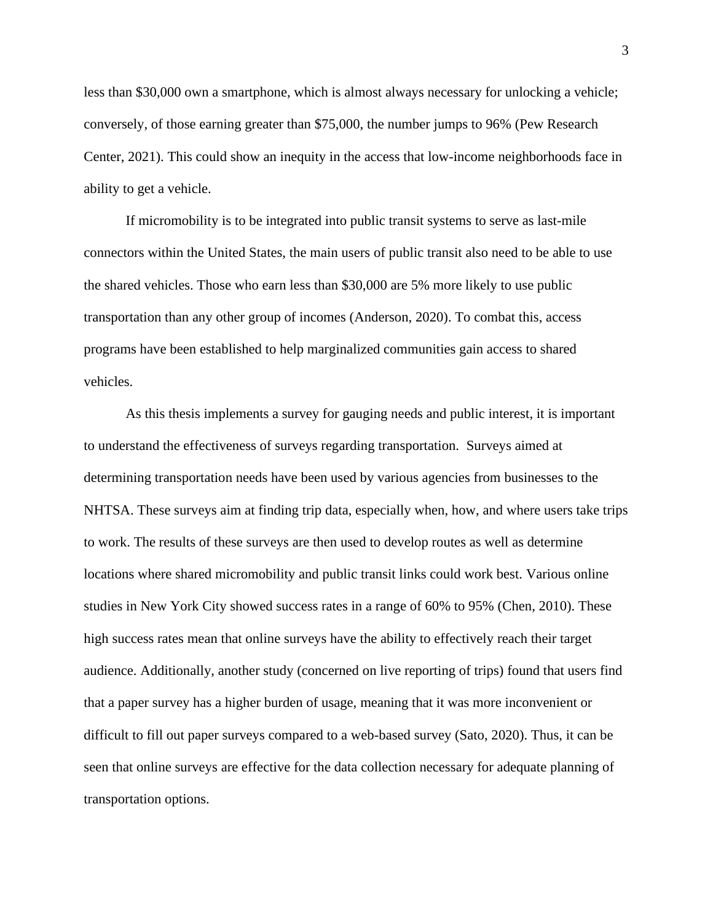less than $30,000 own a smartphone, which is almost always necessary for unlocking a vehicle; conversely, of those earning greater than $75,000, the number jumps to 96% (Pew Research Center, 2021). This could show an inequity in the access that low-income neighborhoods face in ability to get a vehicle.

If micromobility is to be integrated into public transit systems to serve as last-mile connectors within the United States, the main users of public transit also need to be able to use the shared vehicles. Those who earn less than $30,000 are 5% more likely to use public transportation than any other group of incomes (Anderson, 2020). To combat this, access programs have been established to help marginalized communities gain access to shared vehicles.

As this thesis implements a survey for gauging needs and public interest, it is important to understand the effectiveness of surveys regarding transportation. Surveys aimed at determining transportation needs have been used by various agencies from businesses to the NHTSA. These surveys aim at finding trip data, especially when, how, and where users take trips to work. The results of these surveys are then used to develop routes as well as determine locations where shared micromobility and public transit links could work best. Various online studies in New York City showed success rates in a range of 60% to 95% (Chen, 2010). These high success rates mean that online surveys have the ability to effectively reach their target audience. Additionally, another study (concerned on live reporting of trips) found that users find that a paper survey has a higher burden of usage, meaning that it was more inconvenient or difficult to fill out paper surveys compared to a web-based survey (Sato, 2020). Thus, it can be seen that online surveys are effective for the data collection necessary for adequate planning of transportation options.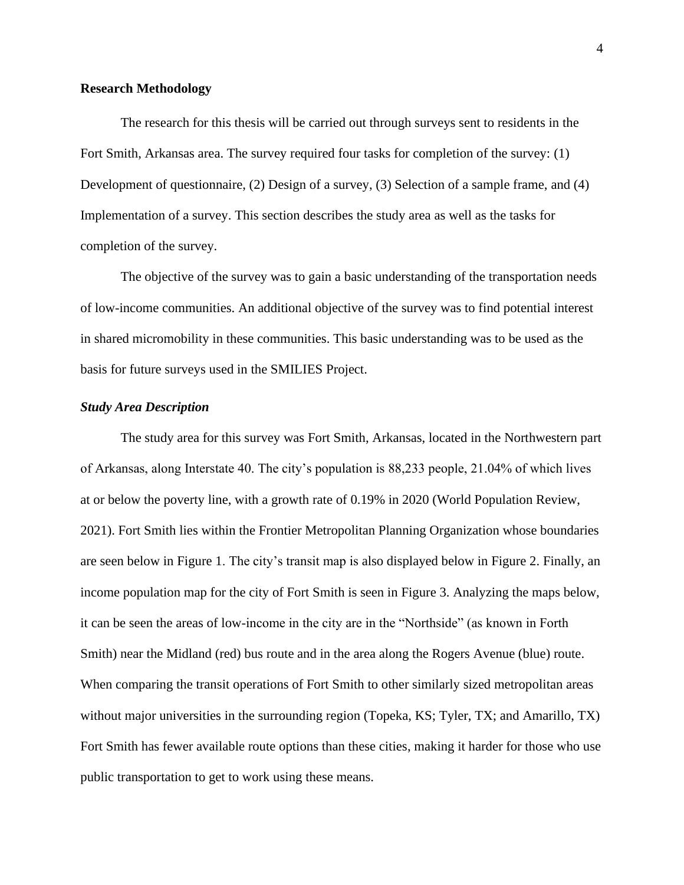## Research Methodology

The research for this thesis will be carried out through surveys sent to residents in the Fort Smith, Arkansas area. The survey required four tasks for completion of the survey: (1) Development of questionnaire, (2) Design of a survey, (3) Selection of a sample frame, and (4) Implementation of a survey. This section describes the study area as well as the tasks for completion of the survey.

The objective of the survey was to gain a basic understanding of the transportation needs of low-income communities. An additional objective of the survey was to find potential interest in shared micromobility in these communities. This basic understanding was to be used as the basis for future surveys used in the SMILIES Project.

### *Study Area Description*

The study area for this survey was Fort Smith, Arkansas, located in the Northwestern part of Arkansas, along Interstate 40. The city's population is 88,233 people, 21.04% of which lives at or below the poverty line, with a growth rate of 0.19% in 2020 (World Population Review, 2021). Fort Smith lies within the Frontier Metropolitan Planning Organization whose boundaries are seen below in Figure 1. The city's transit map is also displayed below in Figure 2. Finally, an income population map for the city of Fort Smith is seen in Figure 3. Analyzing the maps below, it can be seen the areas of low-income in the city are in the "Northside" (as known in Forth Smith) near the Midland (red) bus route and in the area along the Rogers Avenue (blue) route. When comparing the transit operations of Fort Smith to other similarly sized metropolitan areas without major universities in the surrounding region (Topeka, KS; Tyler, TX; and Amarillo, TX) Fort Smith has fewer available route options than these cities, making it harder for those who use public transportation to get to work using these means.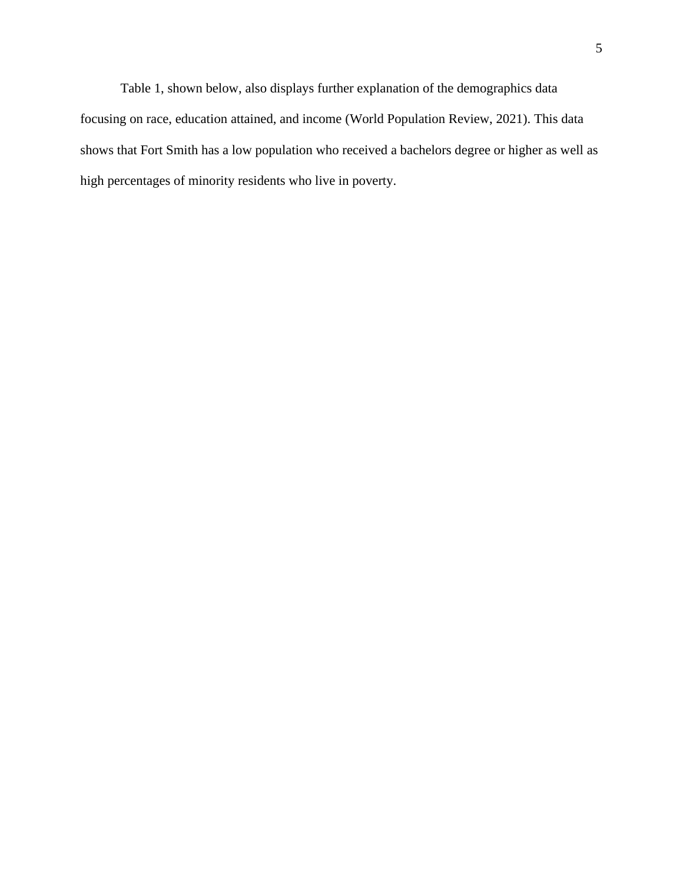Table 1, shown below, also displays further explanation of the demographics data focusing on race, education attained, and income (World Population Review, 2021). This data shows that Fort Smith has a low population who received a bachelors degree or higher as well as high percentages of minority residents who live in poverty.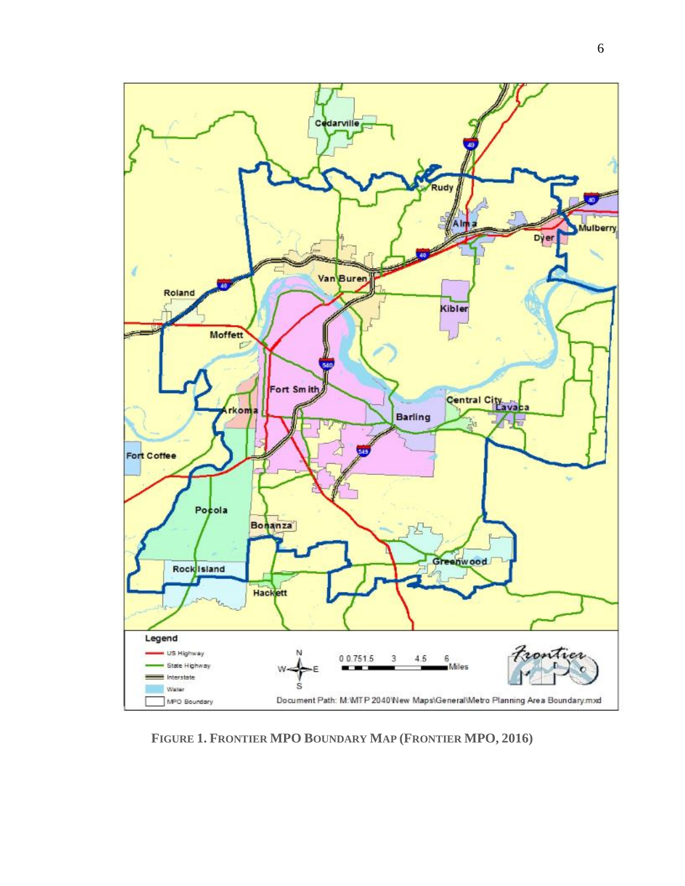**FIGURE 1. FRONTIER MPO BOUNDARY MAP (FRONTIER MPO, 2016)**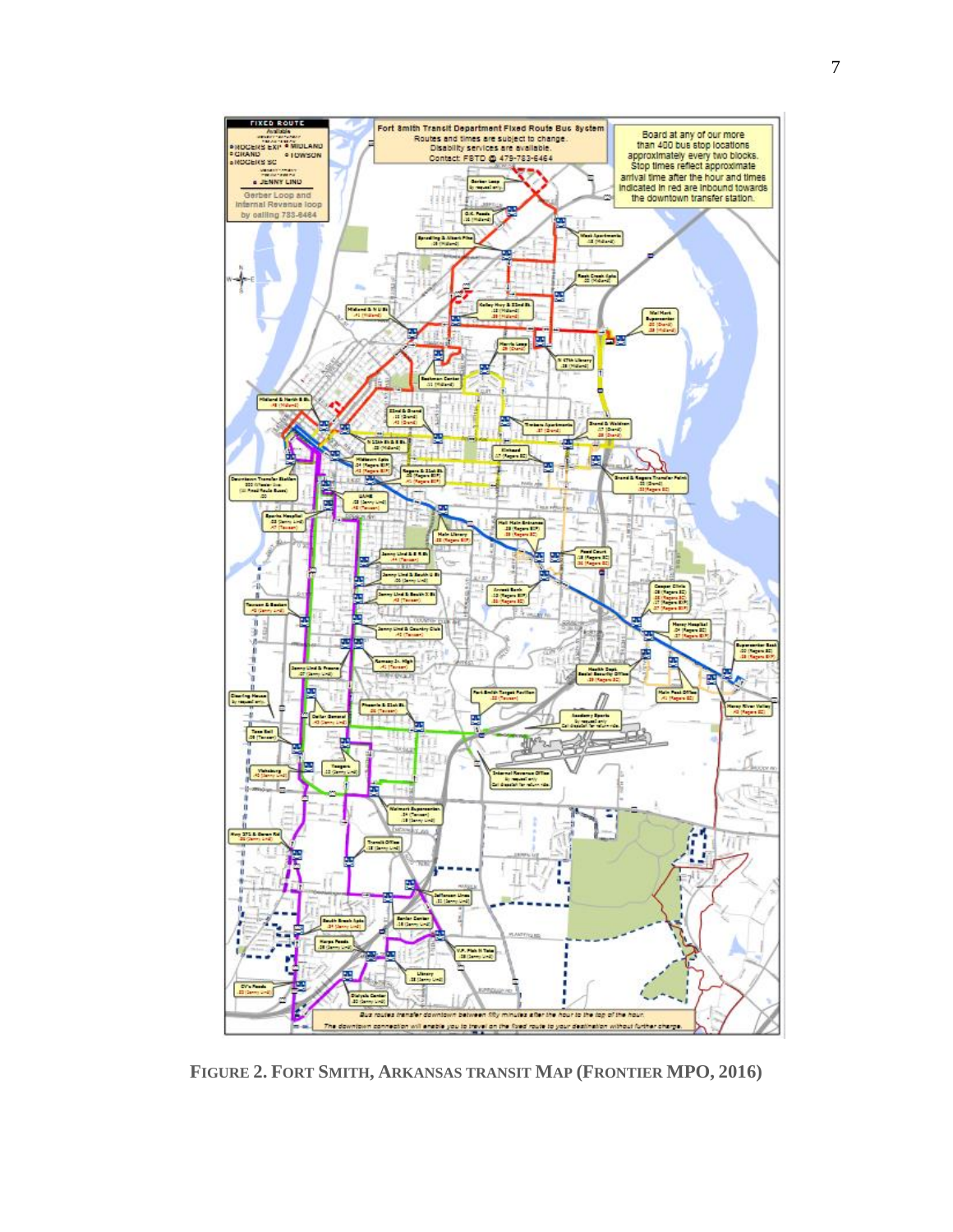**FIGURE 2. FORT SMITH, ARKANSAS TRANSIT MAP (FRONTIER MPO, 2016)**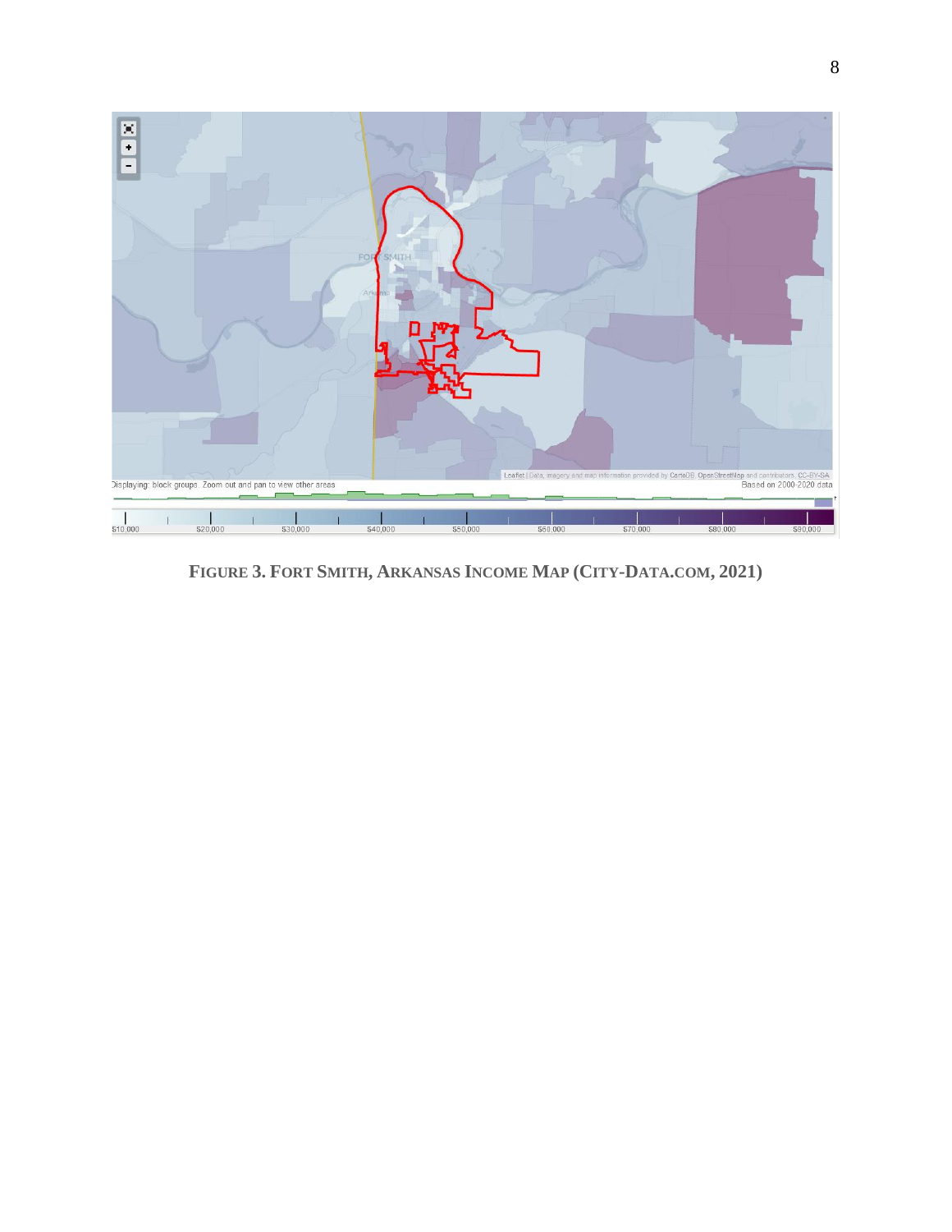**FIGURE 3. FORT SMITH, ARKANSAS INCOME MAP (CITY-DATA.COM, 2021)**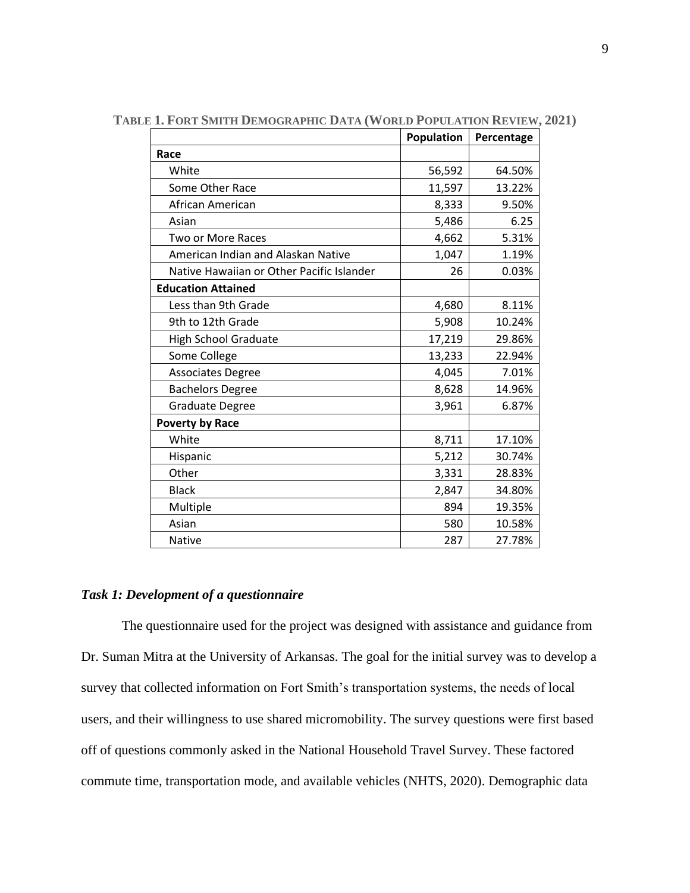**TABLE 1. FORT SMITH DEMOGRAPHIC DATA (WORLD POPULATION REVIEW, 2021)**

| | Population | Percentage |
|---|---|---|
| **Race** | | |
| White | 56,592 | 64.50% |
| Some Other Race | 11,597 | 13.22% |
| African American | 8,333 | 9.50% |
| Asian | 5,486 | 6.25 |
| Two or More Races | 4,662 | 5.31% |
| American Indian and Alaskan Native | 1,047 | 1.19% |
| Native Hawaiian or Other Pacific Islander | 26 | 0.03% |
| **Education Attained** | | |
| Less than 9th Grade | 4,680 | 8.11% |
| 9th to 12th Grade | 5,908 | 10.24% |
| High School Graduate | 17,219 | 29.86% |
| Some College | 13,233 | 22.94% |
| Associates Degree | 4,045 | 7.01% |
| Bachelors Degree | 8,628 | 14.96% |
| Graduate Degree | 3,961 | 6.87% |
| **Poverty by Race** | | |
| White | 8,711 | 17.10% |
| Hispanic | 5,212 | 30.74% |
| Other | 3,331 | 28.83% |
| Black | 2,847 | 34.80% |
| Multiple | 894 | 19.35% |
| Asian | 580 | 10.58% |
| Native | 287 | 27.78% |

### *Task 1: Development of a questionnaire*

The questionnaire used for the project was designed with assistance and guidance from Dr. Suman Mitra at the University of Arkansas. The goal for the initial survey was to develop a survey that collected information on Fort Smith's transportation systems, the needs of local users, and their willingness to use shared micromobility. The survey questions were first based off of questions commonly asked in the National Household Travel Survey. These factored commute time, transportation mode, and available vehicles (NHTS, 2020). Demographic data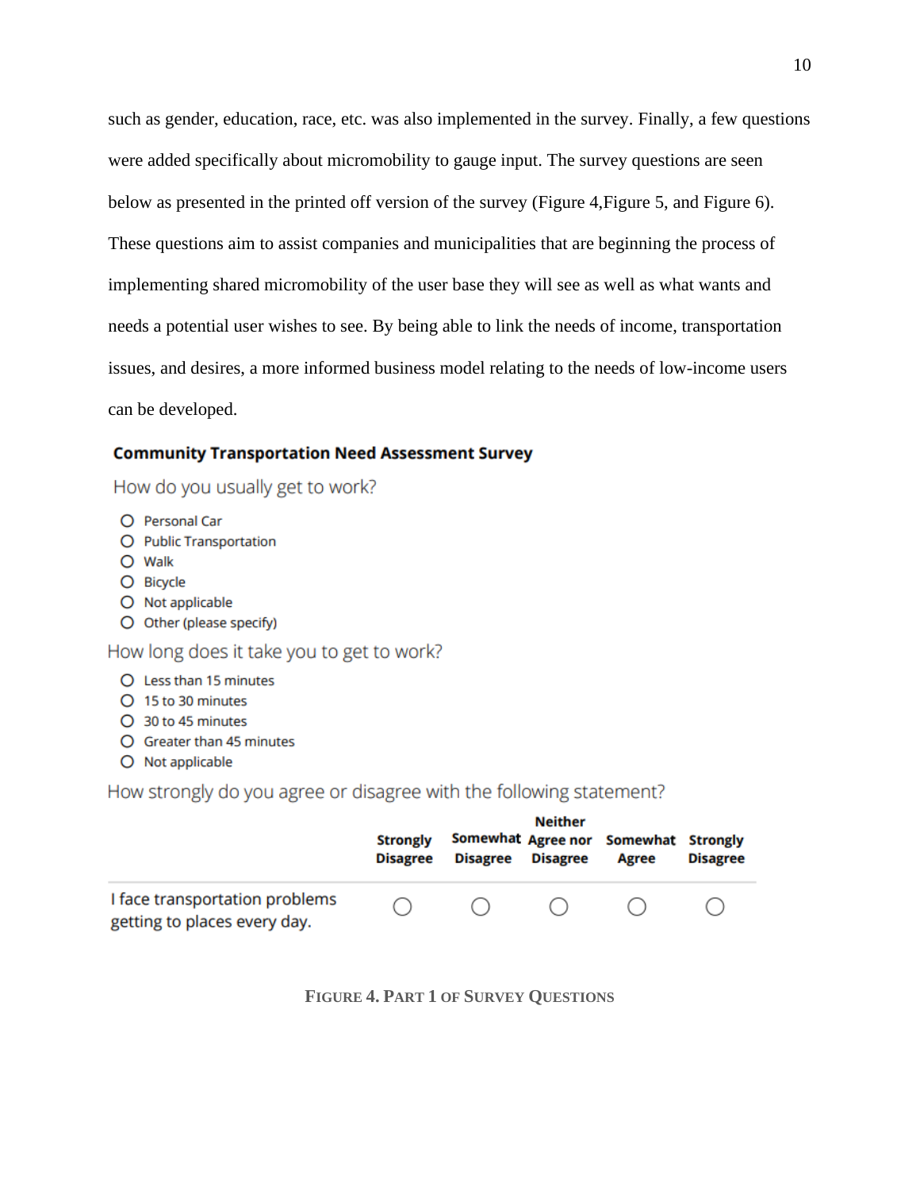such as gender, education, race, etc. was also implemented in the survey. Finally, a few questions were added specifically about micromobility to gauge input. The survey questions are seen below as presented in the printed off version of the survey (Figure 4,Figure 5, and Figure 6). These questions aim to assist companies and municipalities that are beginning the process of implementing shared micromobility of the user base they will see as well as what wants and needs a potential user wishes to see. By being able to link the needs of income, transportation issues, and desires, a more informed business model relating to the needs of low-income users can be developed.

**Community Transportation Need Assessment Survey**

How do you usually get to work?

- ○ Personal Car
- ○ Public Transportation
- ○ Walk
- ○ Bicycle
- ○ Not applicable
- ○ Other (please specify)

How long does it take you to get to work?

- ○ Less than 15 minutes
- ○ 15 to 30 minutes
- ○ 30 to 45 minutes
- ○ Greater than 45 minutes
- ○ Not applicable

How strongly do you agree or disagree with the following statement?

| | Strongly Disagree | Somewhat Disagree | Neither Agree nor Disagree | Somewhat Agree | Strongly Disagree |
|---|---|---|---|---|---|
| I face transportation problems getting to places every day. | ○ | ○ | ○ | ○ | ○ |

FIGURE 4. PART 1 OF SURVEY QUESTIONS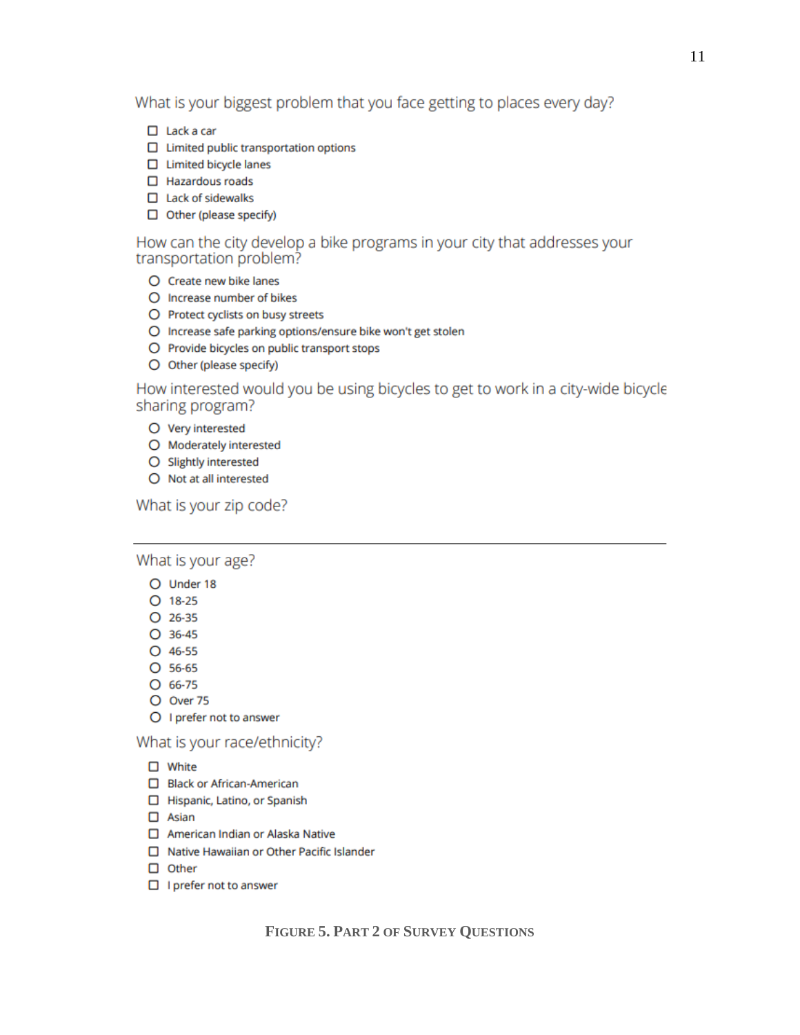What is your biggest problem that you face getting to places every day?

- ☐ Lack a car
- ☐ Limited public transportation options
- ☐ Limited bicycle lanes
- ☐ Hazardous roads
- ☐ Lack of sidewalks
- ☐ Other (please specify)

How can the city develop a bike programs in your city that addresses your transportation problem?

- ○ Create new bike lanes
- ○ Increase number of bikes
- ○ Protect cyclists on busy streets
- ○ Increase safe parking options/ensure bike won't get stolen
- ○ Provide bicycles on public transport stops
- ○ Other (please specify)

How interested would you be using bicycles to get to work in a city-wide bicycle sharing program?

- ○ Very interested
- ○ Moderately interested
- ○ Slightly interested
- ○ Not at all interested

What is your zip code?

______________________________________________

What is your age?

- ○ Under 18
- ○ 18-25
- ○ 26-35
- ○ 36-45
- ○ 46-55
- ○ 56-65
- ○ 66-75
- ○ Over 75
- ○ I prefer not to answer

What is your race/ethnicity?

- ☐ White
- ☐ Black or African-American
- ☐ Hispanic, Latino, or Spanish
- ☐ Asian
- ☐ American Indian or Alaska Native
- ☐ Native Hawaiian or Other Pacific Islander
- ☐ Other
- ☐ I prefer not to answer

**FIGURE 5. PART 2 OF SURVEY QUESTIONS**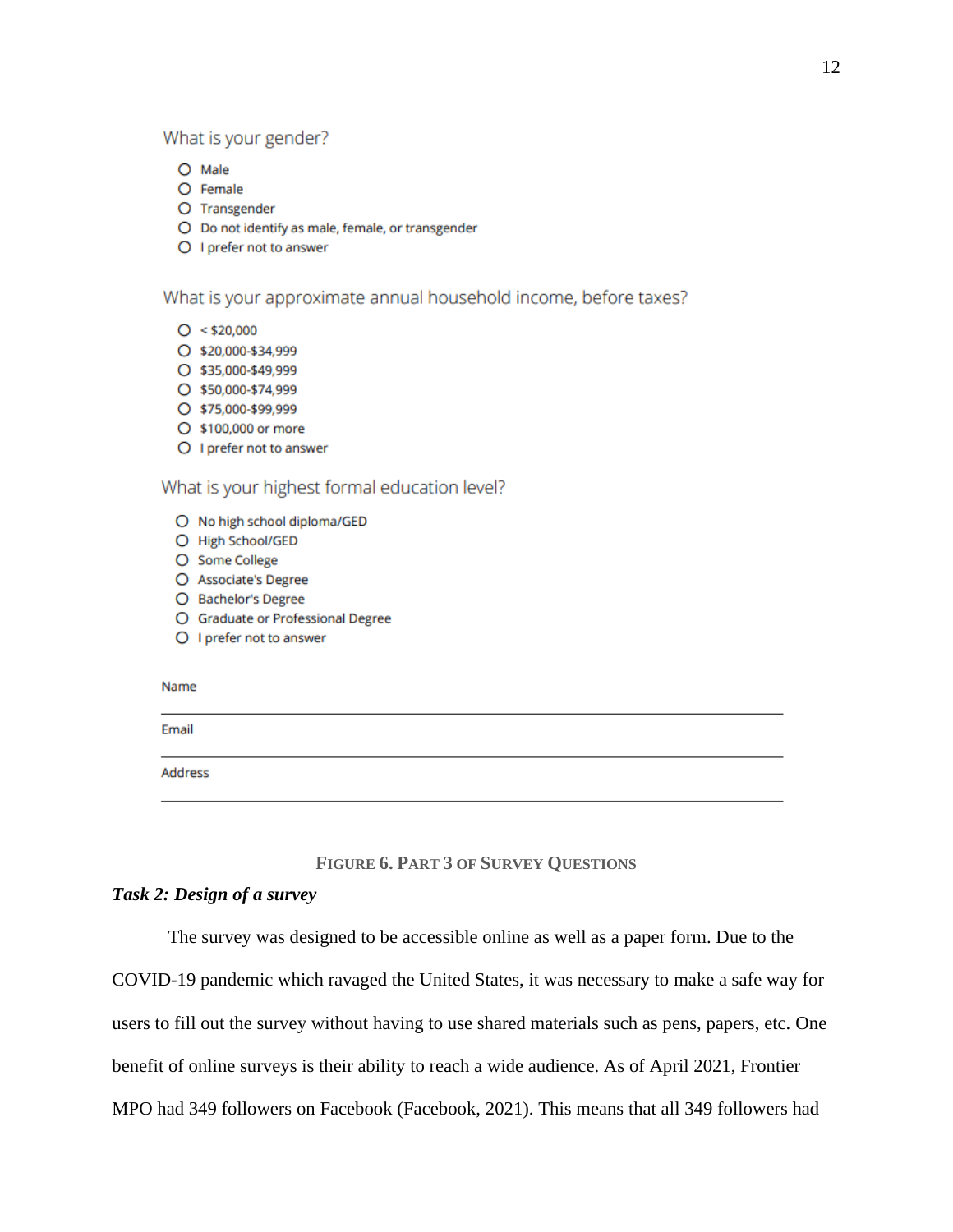What is your gender?

- ○ Male
- ○ Female
- ○ Transgender
- ○ Do not identify as male, female, or transgender
- ○ I prefer not to answer

What is your approximate annual household income, before taxes?

- ○ < $20,000
- ○ $20,000-$34,999
- ○ $35,000-$49,999
- ○ $50,000-$74,999
- ○ $75,000-$99,999
- ○ $100,000 or more
- ○ I prefer not to answer

What is your highest formal education level?

- ○ No high school diploma/GED
- ○ High School/GED
- ○ Some College
- ○ Associate's Degree
- ○ Bachelor's Degree
- ○ Graduate or Professional Degree
- ○ I prefer not to answer

Name

___

Email

___

Address

___

**Figure 6. Part 3 of Survey Questions**

### *Task 2: Design of a survey*

The survey was designed to be accessible online as well as a paper form. Due to the COVID-19 pandemic which ravaged the United States, it was necessary to make a safe way for users to fill out the survey without having to use shared materials such as pens, papers, etc. One benefit of online surveys is their ability to reach a wide audience. As of April 2021, Frontier MPO had 349 followers on Facebook (Facebook, 2021). This means that all 349 followers had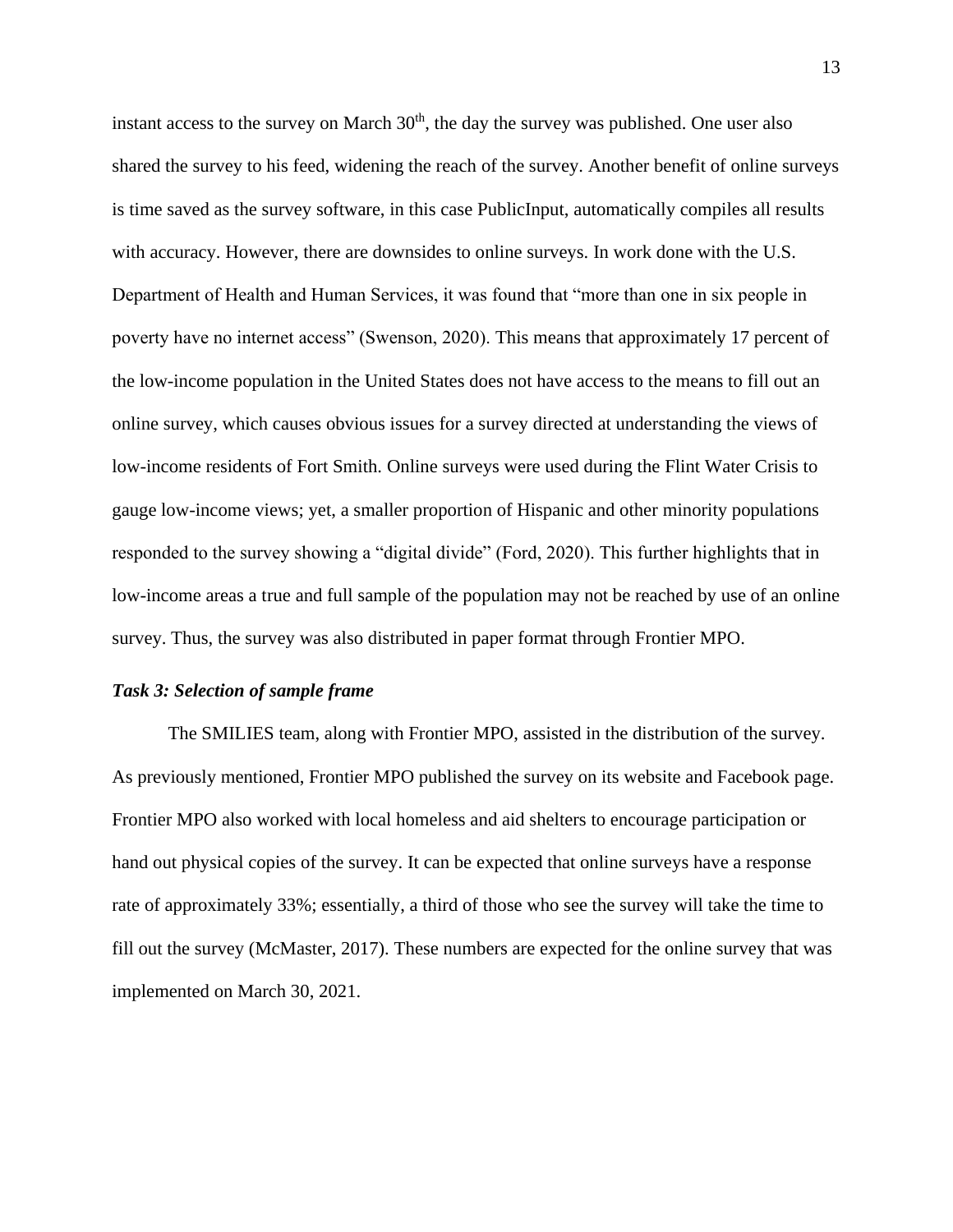instant access to the survey on March 30th, the day the survey was published. One user also shared the survey to his feed, widening the reach of the survey. Another benefit of online surveys is time saved as the survey software, in this case PublicInput, automatically compiles all results with accuracy. However, there are downsides to online surveys. In work done with the U.S. Department of Health and Human Services, it was found that "more than one in six people in poverty have no internet access" (Swenson, 2020). This means that approximately 17 percent of the low-income population in the United States does not have access to the means to fill out an online survey, which causes obvious issues for a survey directed at understanding the views of low-income residents of Fort Smith. Online surveys were used during the Flint Water Crisis to gauge low-income views; yet, a smaller proportion of Hispanic and other minority populations responded to the survey showing a "digital divide" (Ford, 2020). This further highlights that in low-income areas a true and full sample of the population may not be reached by use of an online survey. Thus, the survey was also distributed in paper format through Frontier MPO.

### *Task 3: Selection of sample frame*

The SMILIES team, along with Frontier MPO, assisted in the distribution of the survey. As previously mentioned, Frontier MPO published the survey on its website and Facebook page. Frontier MPO also worked with local homeless and aid shelters to encourage participation or hand out physical copies of the survey. It can be expected that online surveys have a response rate of approximately 33%; essentially, a third of those who see the survey will take the time to fill out the survey (McMaster, 2017). These numbers are expected for the online survey that was implemented on March 30, 2021.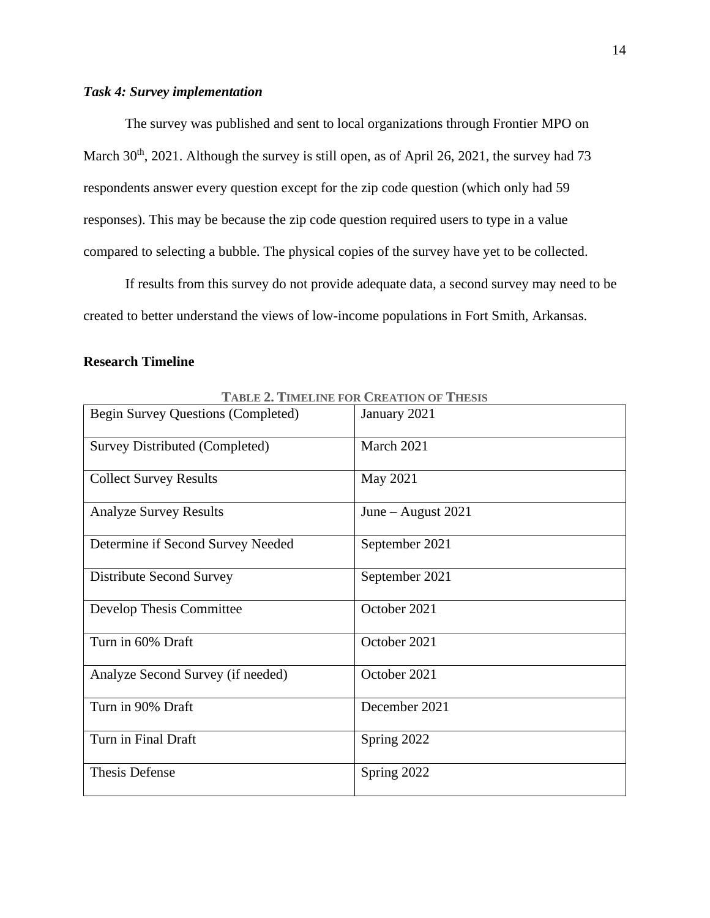### *Task 4: Survey implementation*

The survey was published and sent to local organizations through Frontier MPO on March 30th, 2021. Although the survey is still open, as of April 26, 2021, the survey had 73 respondents answer every question except for the zip code question (which only had 59 responses). This may be because the zip code question required users to type in a value compared to selecting a bubble. The physical copies of the survey have yet to be collected.

If results from this survey do not provide adequate data, a second survey may need to be created to better understand the views of low-income populations in Fort Smith, Arkansas.

## Research Timeline

**TABLE 2. TIMELINE FOR CREATION OF THESIS**

| Task | Date |
| --- | --- |
| Begin Survey Questions (Completed) | January 2021 |
| Survey Distributed (Completed) | March 2021 |
| Collect Survey Results | May 2021 |
| Analyze Survey Results | June – August 2021 |
| Determine if Second Survey Needed | September 2021 |
| Distribute Second Survey | September 2021 |
| Develop Thesis Committee | October 2021 |
| Turn in 60% Draft | October 2021 |
| Analyze Second Survey (if needed) | October 2021 |
| Turn in 90% Draft | December 2021 |
| Turn in Final Draft | Spring 2022 |
| Thesis Defense | Spring 2022 |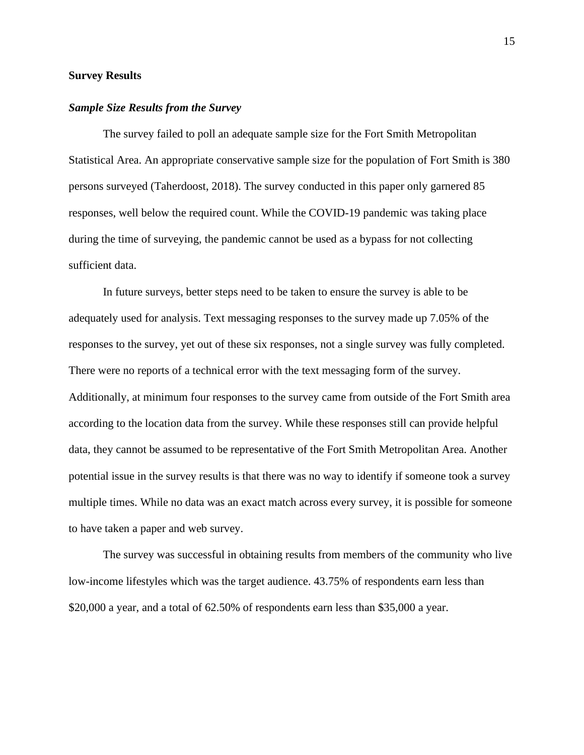## Survey Results

### *Sample Size Results from the Survey*

The survey failed to poll an adequate sample size for the Fort Smith Metropolitan Statistical Area. An appropriate conservative sample size for the population of Fort Smith is 380 persons surveyed (Taherdoost, 2018). The survey conducted in this paper only garnered 85 responses, well below the required count. While the COVID-19 pandemic was taking place during the time of surveying, the pandemic cannot be used as a bypass for not collecting sufficient data.

In future surveys, better steps need to be taken to ensure the survey is able to be adequately used for analysis. Text messaging responses to the survey made up 7.05% of the responses to the survey, yet out of these six responses, not a single survey was fully completed. There were no reports of a technical error with the text messaging form of the survey. Additionally, at minimum four responses to the survey came from outside of the Fort Smith area according to the location data from the survey. While these responses still can provide helpful data, they cannot be assumed to be representative of the Fort Smith Metropolitan Area. Another potential issue in the survey results is that there was no way to identify if someone took a survey multiple times. While no data was an exact match across every survey, it is possible for someone to have taken a paper and web survey.

The survey was successful in obtaining results from members of the community who live low-income lifestyles which was the target audience. 43.75% of respondents earn less than $20,000 a year, and a total of 62.50% of respondents earn less than $35,000 a year.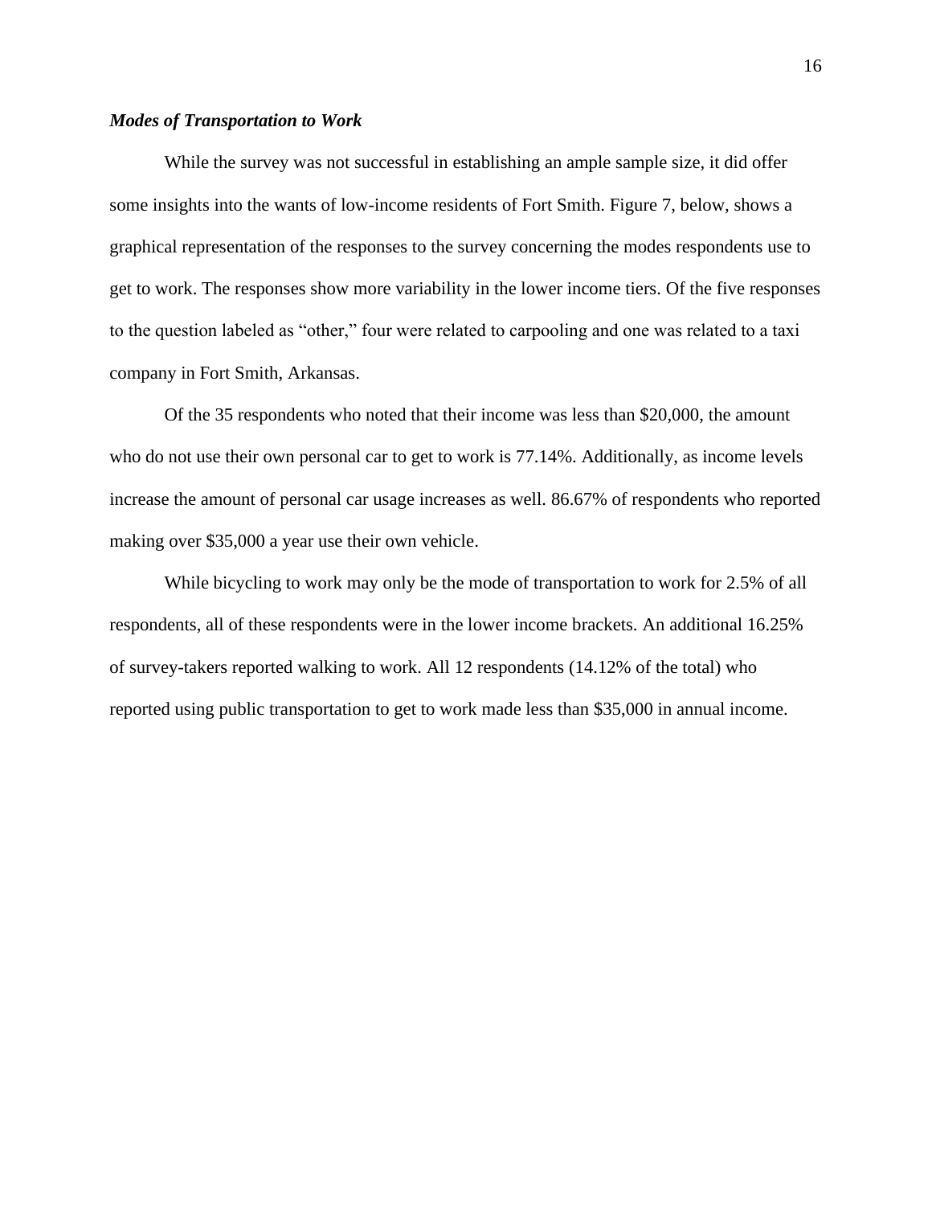***Modes of Transportation to Work***

While the survey was not successful in establishing an ample sample size, it did offer some insights into the wants of low-income residents of Fort Smith. Figure 7, below, shows a graphical representation of the responses to the survey concerning the modes respondents use to get to work. The responses show more variability in the lower income tiers. Of the five responses to the question labeled as “other,” four were related to carpooling and one was related to a taxi company in Fort Smith, Arkansas.

Of the 35 respondents who noted that their income was less than $20,000, the amount who do not use their own personal car to get to work is 77.14%. Additionally, as income levels increase the amount of personal car usage increases as well. 86.67% of respondents who reported making over $35,000 a year use their own vehicle.

While bicycling to work may only be the mode of transportation to work for 2.5% of all respondents, all of these respondents were in the lower income brackets. An additional 16.25% of survey-takers reported walking to work. All 12 respondents (14.12% of the total) who reported using public transportation to get to work made less than $35,000 in annual income.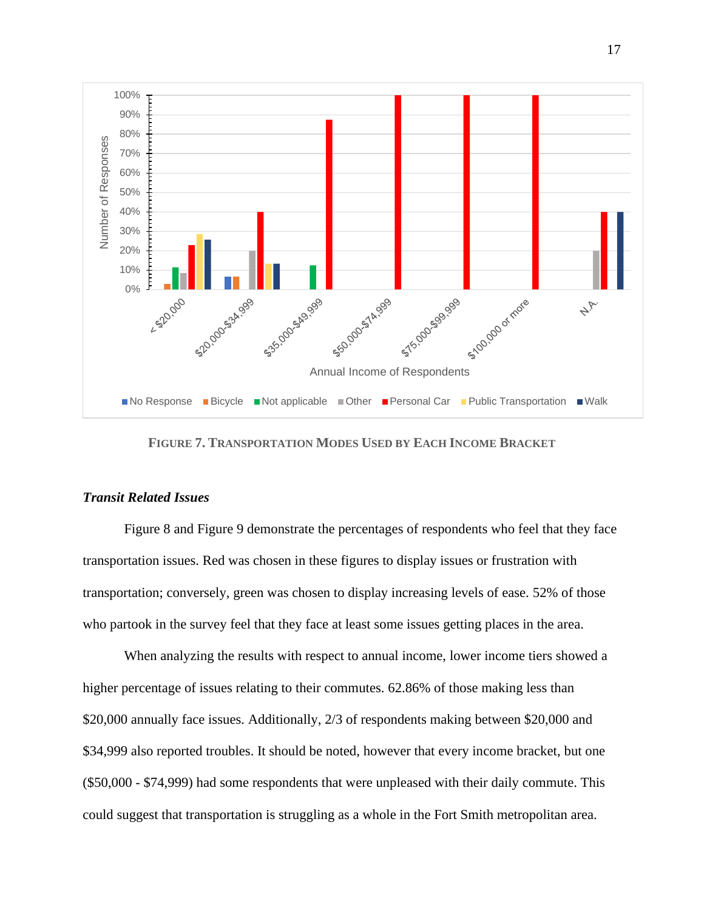**FIGURE 7. TRANSPORTATION MODES USED BY EACH INCOME BRACKET**

### *Transit Related Issues*

Figure 8 and Figure 9 demonstrate the percentages of respondents who feel that they face transportation issues. Red was chosen in these figures to display issues or frustration with transportation; conversely, green was chosen to display increasing levels of ease. 52% of those who partook in the survey feel that they face at least some issues getting places in the area.

When analyzing the results with respect to annual income, lower income tiers showed a higher percentage of issues relating to their commutes. 62.86% of those making less than $20,000 annually face issues. Additionally, 2/3 of respondents making between $20,000 and $34,999 also reported troubles. It should be noted, however that every income bracket, but one ($50,000 - $74,999) had some respondents that were unpleased with their daily commute. This could suggest that transportation is struggling as a whole in the Fort Smith metropolitan area.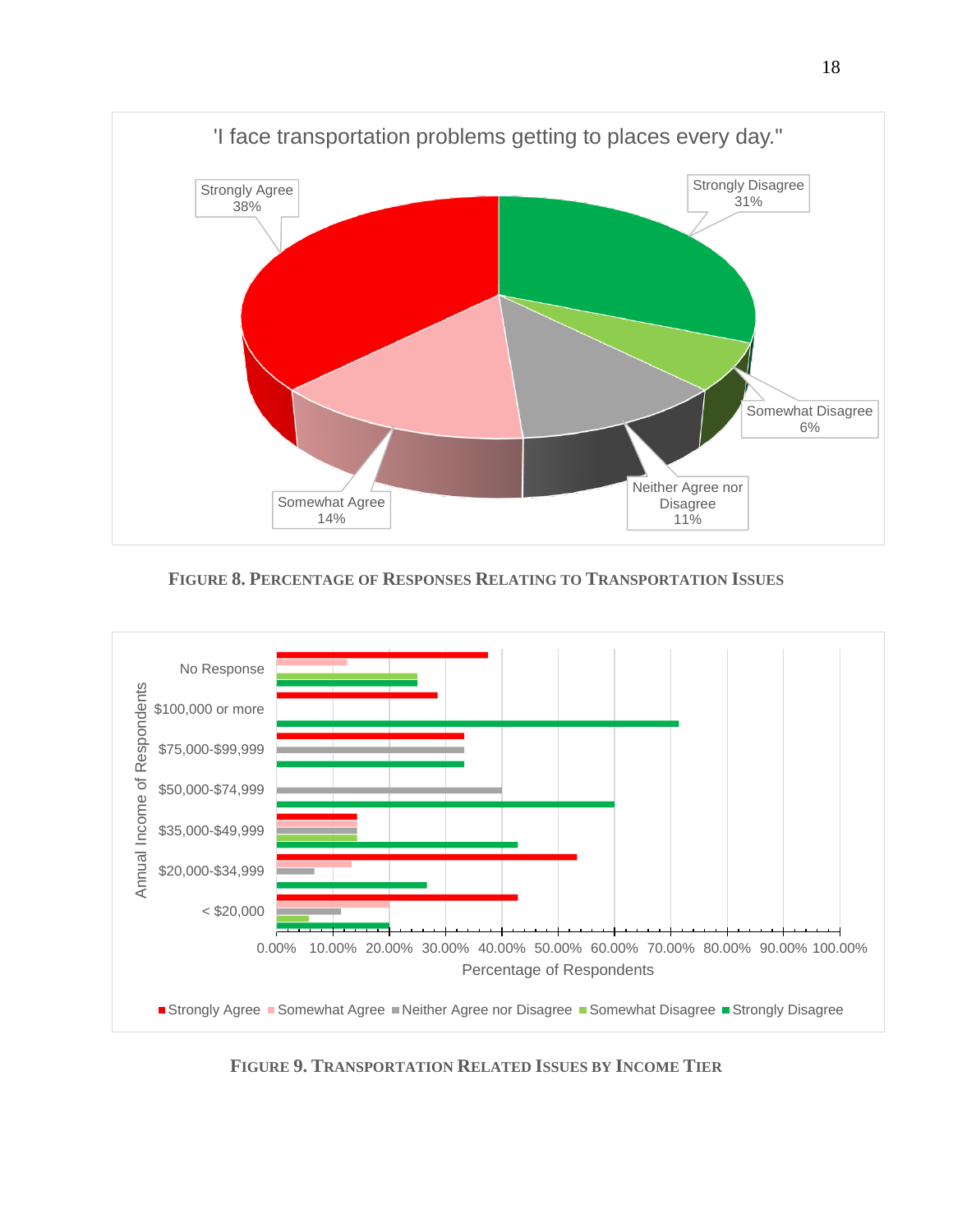**FIGURE 8. PERCENTAGE OF RESPONSES RELATING TO TRANSPORTATION ISSUES**

**FIGURE 9. TRANSPORTATION RELATED ISSUES BY INCOME TIER**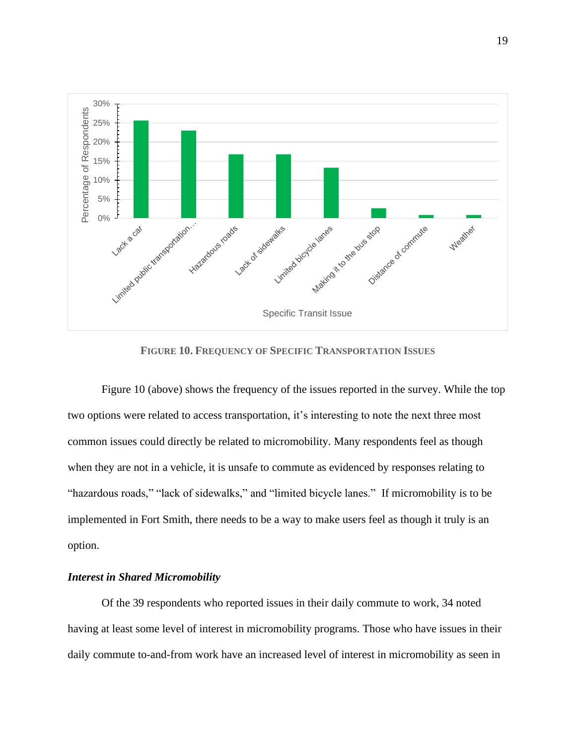**FIGURE 10. FREQUENCY OF SPECIFIC TRANSPORTATION ISSUES**

Figure 10 (above) shows the frequency of the issues reported in the survey. While the top two options were related to access transportation, it's interesting to note the next three most common issues could directly be related to micromobility. Many respondents feel as though when they are not in a vehicle, it is unsafe to commute as evidenced by responses relating to "hazardous roads," "lack of sidewalks," and "limited bicycle lanes." If micromobility is to be implemented in Fort Smith, there needs to be a way to make users feel as though it truly is an option.

### *Interest in Shared Micromobility*

Of the 39 respondents who reported issues in their daily commute to work, 34 noted having at least some level of interest in micromobility programs. Those who have issues in their daily commute to-and-from work have an increased level of interest in micromobility as seen in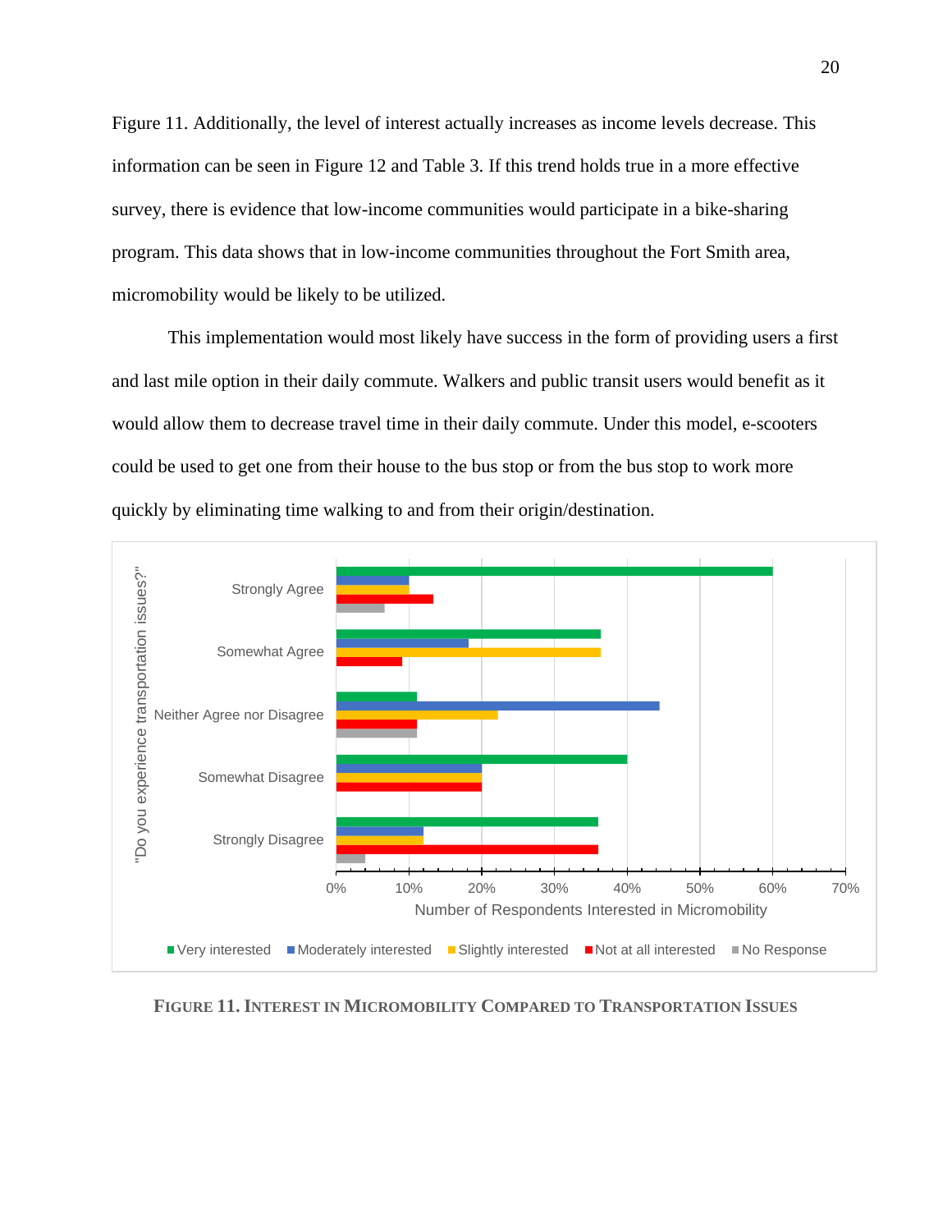Figure 11. Additionally, the level of interest actually increases as income levels decrease. This information can be seen in Figure 12 and Table 3. If this trend holds true in a more effective survey, there is evidence that low-income communities would participate in a bike-sharing program. This data shows that in low-income communities throughout the Fort Smith area, micromobility would be likely to be utilized.

This implementation would most likely have success in the form of providing users a first and last mile option in their daily commute. Walkers and public transit users would benefit as it would allow them to decrease travel time in their daily commute. Under this model, e-scooters could be used to get one from their house to the bus stop or from the bus stop to work more quickly by eliminating time walking to and from their origin/destination.

**Figure 11. Interest in Micromobility Compared to Transportation Issues**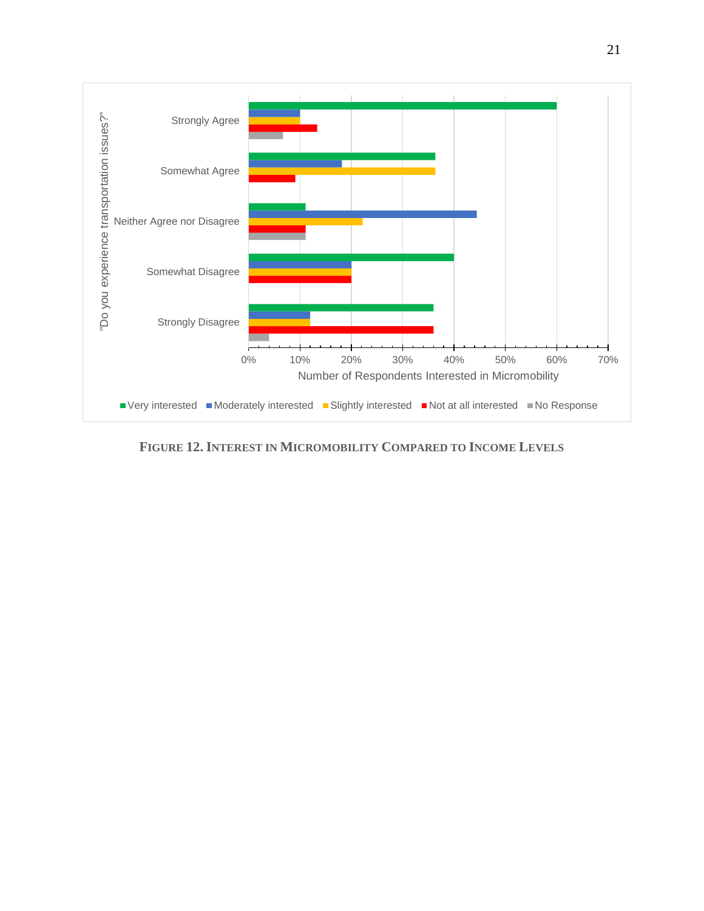**FIGURE 12. INTEREST IN MICROMOBILITY COMPARED TO INCOME LEVELS**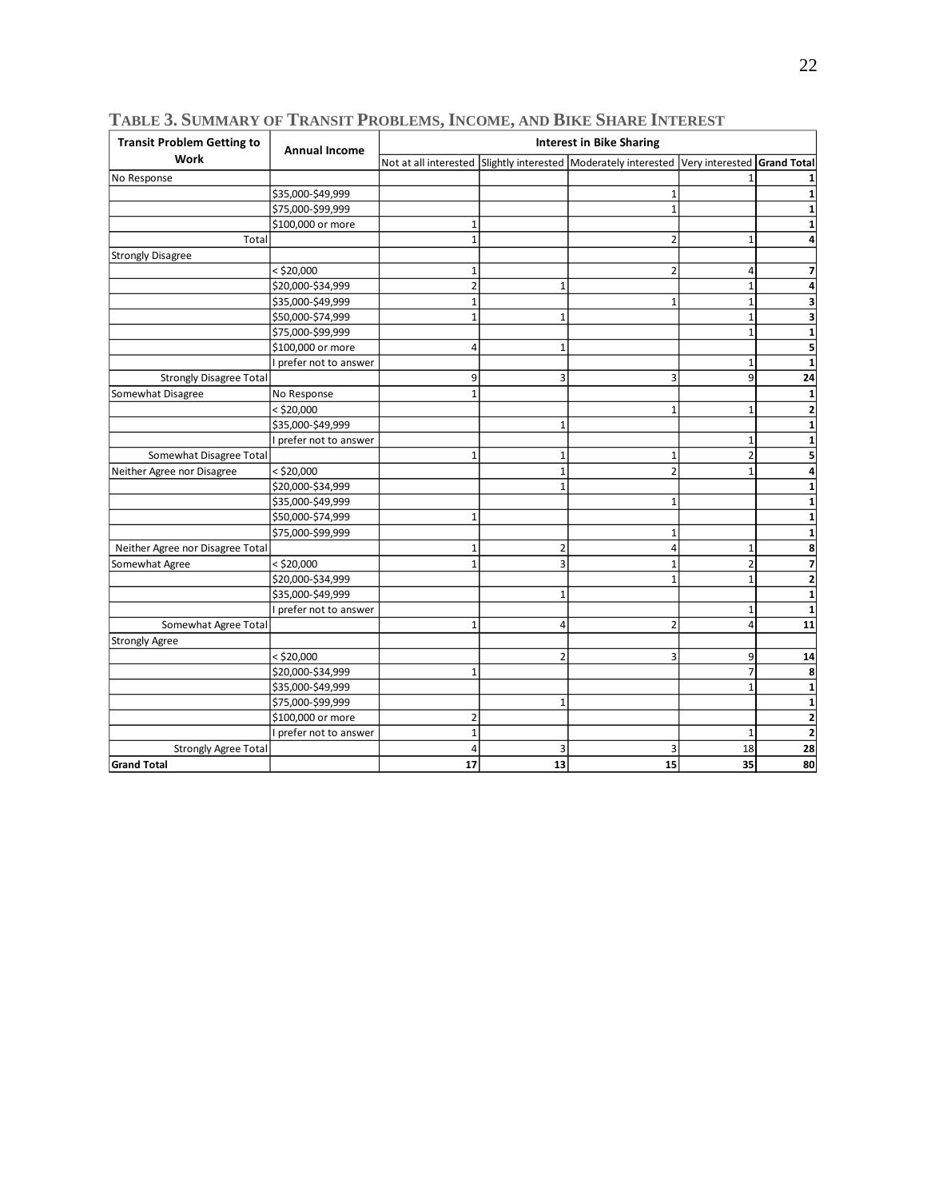**TABLE 3. SUMMARY OF TRANSIT PROBLEMS, INCOME, AND BIKE SHARE INTEREST**

| Transit Problem Getting to Work | Annual Income | Interest in Bike Sharing | | | | |
|---|---|---|---|---|---|---|
| | | Not at all interested | Slightly interested | Moderately interested | Very interested | Grand Total |
| No Response | | | | | 1 | 1 |
| | $35,000-$49,999 | | | 1 | | 1 |
| | $75,000-$99,999 | | | 1 | | 1 |
| | $100,000 or more | 1 | | | | 1 |
| Total | | 1 | | 2 | 1 | 4 |
| Strongly Disagree | | | | | | |
| | < $20,000 | 1 | | 2 | 4 | 7 |
| | $20,000-$34,999 | 2 | 1 | | 1 | 4 |
| | $35,000-$49,999 | 1 | | 1 | 1 | 3 |
| | $50,000-$74,999 | 1 | 1 | | 1 | 3 |
| | $75,000-$99,999 | | | | 1 | 1 |
| | $100,000 or more | 4 | 1 | | | 5 |
| | I prefer not to answer | | | | 1 | 1 |
| Strongly Disagree Total | | 9 | 3 | 3 | 9 | 24 |
| Somewhat Disagree | No Response | 1 | | | | 1 |
| | < $20,000 | | | 1 | 1 | 2 |
| | $35,000-$49,999 | | 1 | | | 1 |
| | I prefer not to answer | | | | 1 | 1 |
| Somewhat Disagree Total | | 1 | 1 | 1 | 2 | 5 |
| Neither Agree nor Disagree | < $20,000 | | 1 | 2 | 1 | 4 |
| | $20,000-$34,999 | | 1 | | | 1 |
| | $35,000-$49,999 | | | 1 | | 1 |
| | $50,000-$74,999 | 1 | | | | 1 |
| | $75,000-$99,999 | | | 1 | | 1 |
| Neither Agree nor Disagree Total | | 1 | 2 | 4 | 1 | 8 |
| Somewhat Agree | < $20,000 | 1 | 3 | 1 | 2 | 7 |
| | $20,000-$34,999 | | | 1 | 1 | 2 |
| | $35,000-$49,999 | | 1 | | | 1 |
| | I prefer not to answer | | | | 1 | 1 |
| Somewhat Agree Total | | 1 | 4 | 2 | 4 | 11 |
| Strongly Agree | | | | | | |
| | < $20,000 | | 2 | 3 | 9 | 14 |
| | $20,000-$34,999 | 1 | | | 7 | 8 |
| | $35,000-$49,999 | | | | 1 | 1 |
| | $75,000-$99,999 | | 1 | | | 1 |
| | $100,000 or more | 2 | | | | 2 |
| | I prefer not to answer | 1 | | | 1 | 2 |
| Strongly Agree Total | | 4 | 3 | 3 | 18 | 28 |
| **Grand Total** | | **17** | **13** | **15** | **35** | **80** |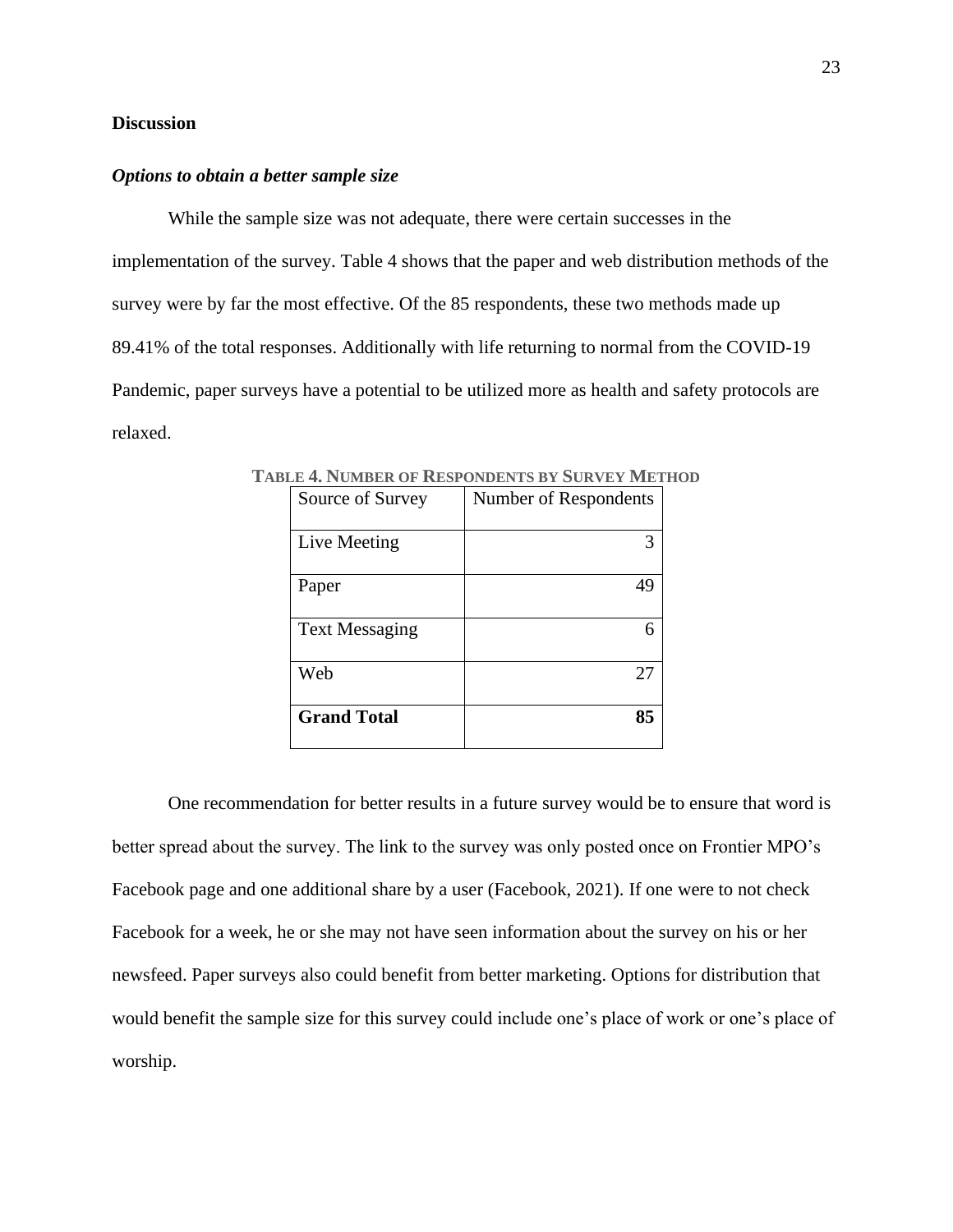## Discussion

### *Options to obtain a better sample size*

While the sample size was not adequate, there were certain successes in the implementation of the survey. Table 4 shows that the paper and web distribution methods of the survey were by far the most effective. Of the 85 respondents, these two methods made up 89.41% of the total responses. Additionally with life returning to normal from the COVID-19 Pandemic, paper surveys have a potential to be utilized more as health and safety protocols are relaxed.

**TABLE 4. NUMBER OF RESPONDENTS BY SURVEY METHOD**

| Source of Survey | Number of Respondents |
|---|---:|
| Live Meeting | 3 |
| Paper | 49 |
| Text Messaging | 6 |
| Web | 27 |
| **Grand Total** | **85** |

One recommendation for better results in a future survey would be to ensure that word is better spread about the survey. The link to the survey was only posted once on Frontier MPO's Facebook page and one additional share by a user (Facebook, 2021). If one were to not check Facebook for a week, he or she may not have seen information about the survey on his or her newsfeed. Paper surveys also could benefit from better marketing. Options for distribution that would benefit the sample size for this survey could include one's place of work or one's place of worship.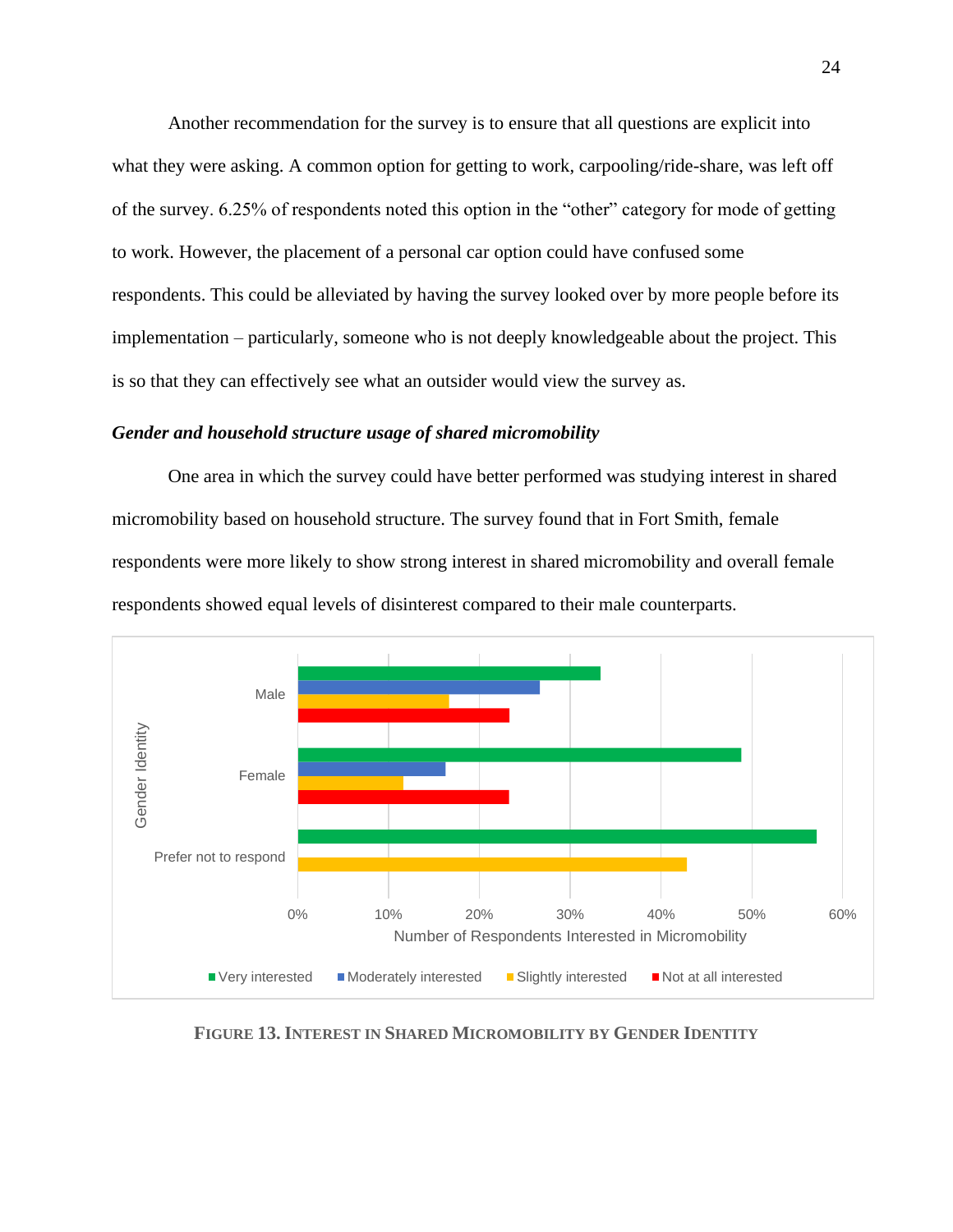Another recommendation for the survey is to ensure that all questions are explicit into what they were asking. A common option for getting to work, carpooling/ride-share, was left off of the survey. 6.25% of respondents noted this option in the "other" category for mode of getting to work. However, the placement of a personal car option could have confused some respondents. This could be alleviated by having the survey looked over by more people before its implementation – particularly, someone who is not deeply knowledgeable about the project. This is so that they can effectively see what an outsider would view the survey as.

### *Gender and household structure usage of shared micromobility*

One area in which the survey could have better performed was studying interest in shared micromobility based on household structure. The survey found that in Fort Smith, female respondents were more likely to show strong interest in shared micromobility and overall female respondents showed equal levels of disinterest compared to their male counterparts.

**Figure 13. Interest in Shared Micromobility by Gender Identity**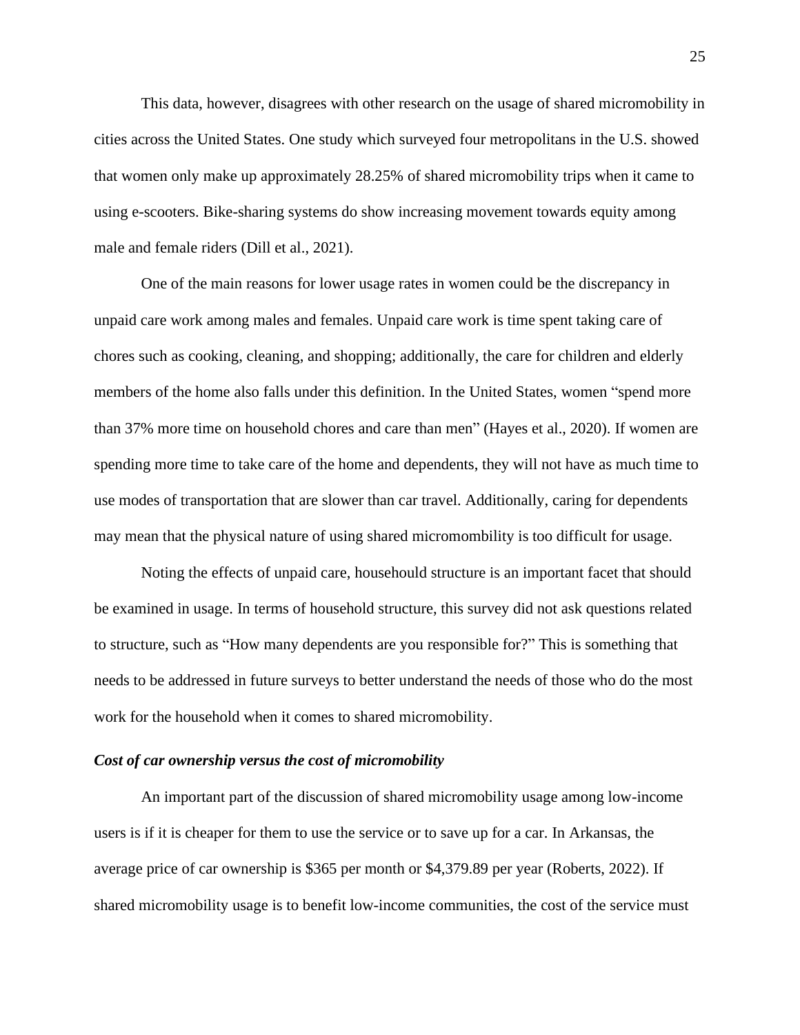This data, however, disagrees with other research on the usage of shared micromobility in cities across the United States. One study which surveyed four metropolitans in the U.S. showed that women only make up approximately 28.25% of shared micromobility trips when it came to using e-scooters. Bike-sharing systems do show increasing movement towards equity among male and female riders (Dill et al., 2021).

One of the main reasons for lower usage rates in women could be the discrepancy in unpaid care work among males and females. Unpaid care work is time spent taking care of chores such as cooking, cleaning, and shopping; additionally, the care for children and elderly members of the home also falls under this definition. In the United States, women "spend more than 37% more time on household chores and care than men" (Hayes et al., 2020). If women are spending more time to take care of the home and dependents, they will not have as much time to use modes of transportation that are slower than car travel. Additionally, caring for dependents may mean that the physical nature of using shared micromombility is too difficult for usage.

Noting the effects of unpaid care, househould structure is an important facet that should be examined in usage. In terms of household structure, this survey did not ask questions related to structure, such as "How many dependents are you responsible for?" This is something that needs to be addressed in future surveys to better understand the needs of those who do the most work for the household when it comes to shared micromobility.

***Cost of car ownership versus the cost of micromobility***

An important part of the discussion of shared micromobility usage among low-income users is if it is cheaper for them to use the service or to save up for a car. In Arkansas, the average price of car ownership is $365 per month or $4,379.89 per year (Roberts, 2022). If shared micromobility usage is to benefit low-income communities, the cost of the service must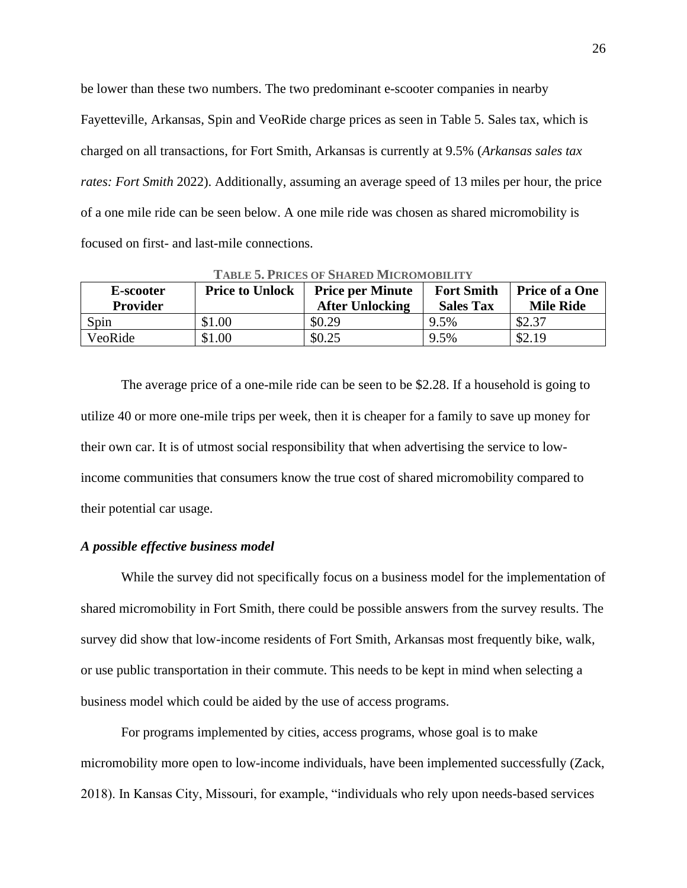be lower than these two numbers. The two predominant e-scooter companies in nearby Fayetteville, Arkansas, Spin and VeoRide charge prices as seen in Table 5. Sales tax, which is charged on all transactions, for Fort Smith, Arkansas is currently at 9.5% (*Arkansas sales tax rates: Fort Smith* 2022). Additionally, assuming an average speed of 13 miles per hour, the price of a one mile ride can be seen below. A one mile ride was chosen as shared micromobility is focused on first- and last-mile connections.

**TABLE 5. PRICES OF SHARED MICROMOBILITY**

| E-scooter Provider | Price to Unlock | Price per Minute After Unlocking | Fort Smith Sales Tax | Price of a One Mile Ride |
|---|---|---|---|---|
| Spin | $1.00 | $0.29 | 9.5% | $2.37 |
| VeoRide | $1.00 | $0.25 | 9.5% | $2.19 |

The average price of a one-mile ride can be seen to be $2.28. If a household is going to utilize 40 or more one-mile trips per week, then it is cheaper for a family to save up money for their own car. It is of utmost social responsibility that when advertising the service to low-income communities that consumers know the true cost of shared micromobility compared to their potential car usage.

***A possible effective business model***

While the survey did not specifically focus on a business model for the implementation of shared micromobility in Fort Smith, there could be possible answers from the survey results. The survey did show that low-income residents of Fort Smith, Arkansas most frequently bike, walk, or use public transportation in their commute. This needs to be kept in mind when selecting a business model which could be aided by the use of access programs.

For programs implemented by cities, access programs, whose goal is to make micromobility more open to low-income individuals, have been implemented successfully (Zack, 2018). In Kansas City, Missouri, for example, "individuals who rely upon needs-based services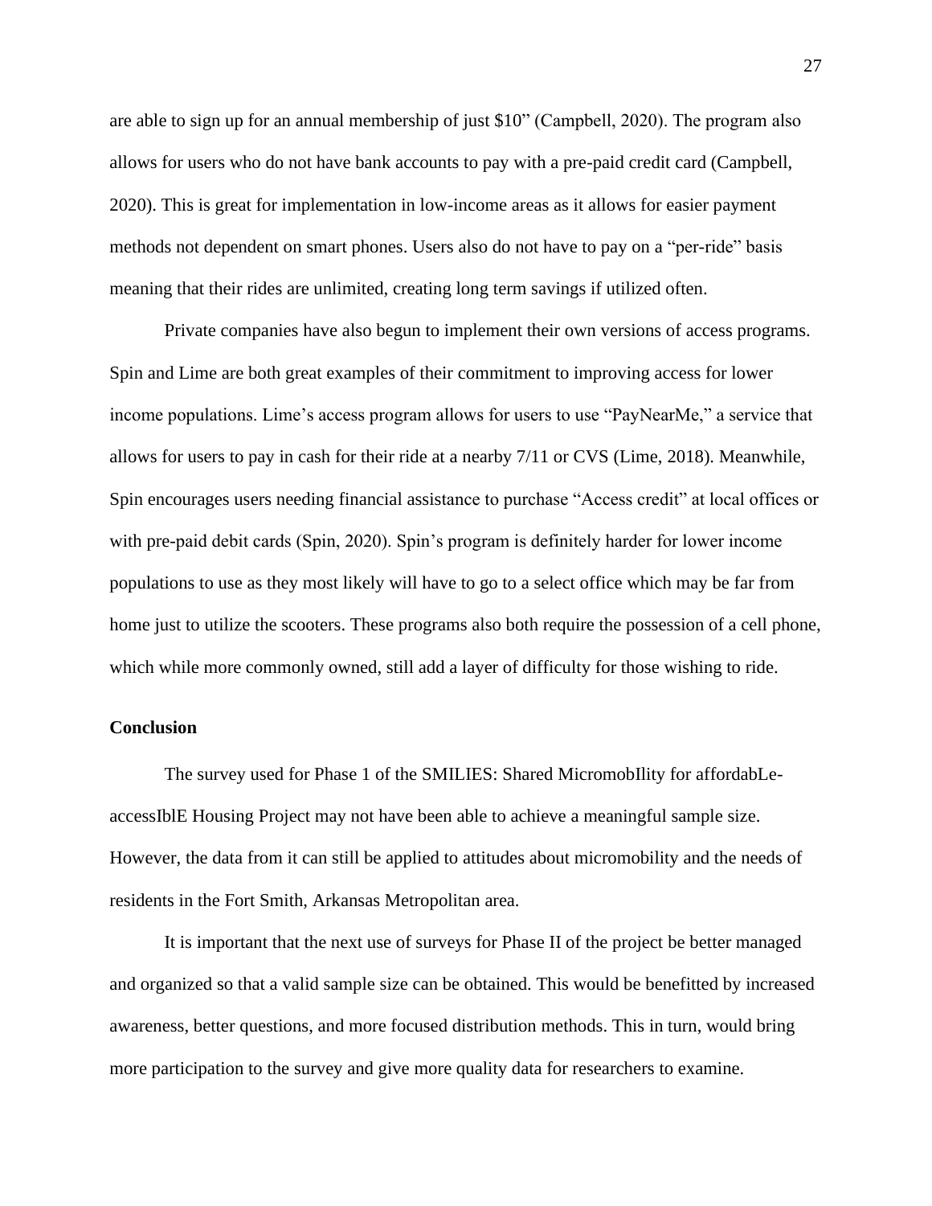are able to sign up for an annual membership of just $10" (Campbell, 2020). The program also allows for users who do not have bank accounts to pay with a pre-paid credit card (Campbell, 2020). This is great for implementation in low-income areas as it allows for easier payment methods not dependent on smart phones. Users also do not have to pay on a "per-ride" basis meaning that their rides are unlimited, creating long term savings if utilized often.

Private companies have also begun to implement their own versions of access programs. Spin and Lime are both great examples of their commitment to improving access for lower income populations. Lime's access program allows for users to use "PayNearMe," a service that allows for users to pay in cash for their ride at a nearby 7/11 or CVS (Lime, 2018). Meanwhile, Spin encourages users needing financial assistance to purchase "Access credit" at local offices or with pre-paid debit cards (Spin, 2020). Spin's program is definitely harder for lower income populations to use as they most likely will have to go to a select office which may be far from home just to utilize the scooters. These programs also both require the possession of a cell phone, which while more commonly owned, still add a layer of difficulty for those wishing to ride.

## Conclusion

The survey used for Phase 1 of the SMILIES: Shared MicromobIlity for affordabLe-accessIblE Housing Project may not have been able to achieve a meaningful sample size. However, the data from it can still be applied to attitudes about micromobility and the needs of residents in the Fort Smith, Arkansas Metropolitan area.

It is important that the next use of surveys for Phase II of the project be better managed and organized so that a valid sample size can be obtained. This would be benefitted by increased awareness, better questions, and more focused distribution methods. This in turn, would bring more participation to the survey and give more quality data for researchers to examine.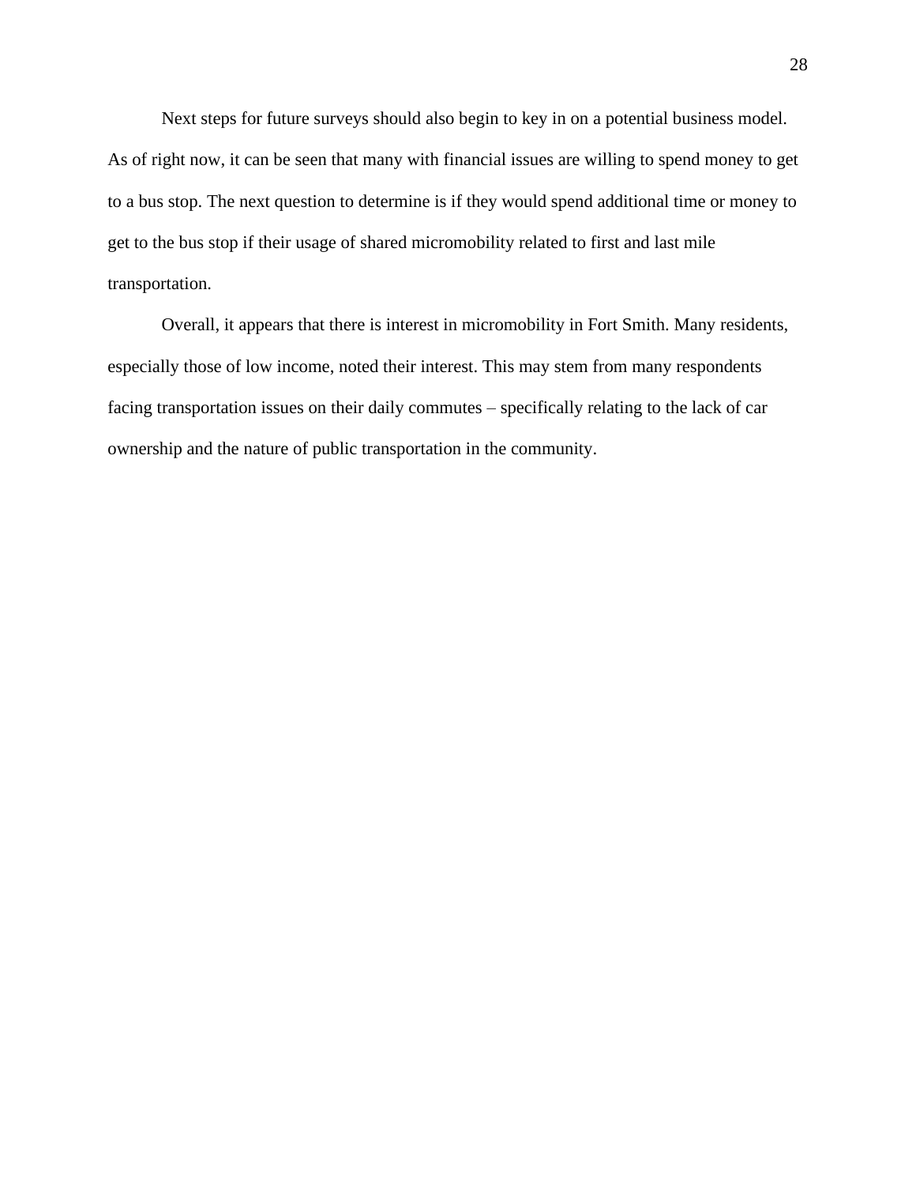Next steps for future surveys should also begin to key in on a potential business model. As of right now, it can be seen that many with financial issues are willing to spend money to get to a bus stop. The next question to determine is if they would spend additional time or money to get to the bus stop if their usage of shared micromobility related to first and last mile transportation.

Overall, it appears that there is interest in micromobility in Fort Smith. Many residents, especially those of low income, noted their interest. This may stem from many respondents facing transportation issues on their daily commutes – specifically relating to the lack of car ownership and the nature of public transportation in the community.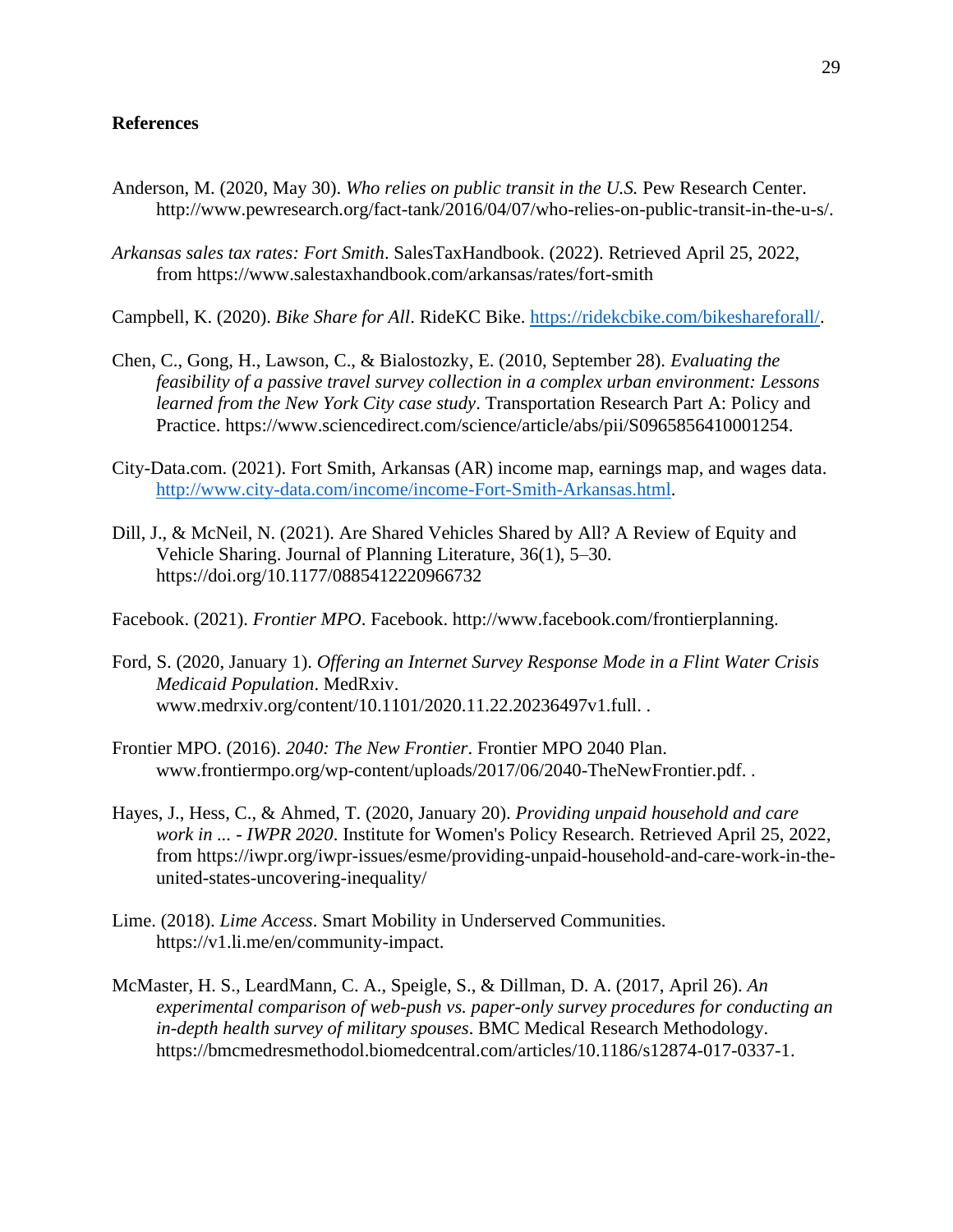**References**

Anderson, M. (2020, May 30). *Who relies on public transit in the U.S.* Pew Research Center. http://www.pewresearch.org/fact-tank/2016/04/07/who-relies-on-public-transit-in-the-u-s/.

*Arkansas sales tax rates: Fort Smith*. SalesTaxHandbook. (2022). Retrieved April 25, 2022, from https://www.salestaxhandbook.com/arkansas/rates/fort-smith

Campbell, K. (2020). *Bike Share for All*. RideKC Bike. https://ridekcbike.com/bikeshareforall/.

Chen, C., Gong, H., Lawson, C., & Bialostozky, E. (2010, September 28). *Evaluating the feasibility of a passive travel survey collection in a complex urban environment: Lessons learned from the New York City case study*. Transportation Research Part A: Policy and Practice. https://www.sciencedirect.com/science/article/abs/pii/S0965856410001254.

City-Data.com. (2021). Fort Smith, Arkansas (AR) income map, earnings map, and wages data. http://www.city-data.com/income/income-Fort-Smith-Arkansas.html.

Dill, J., & McNeil, N. (2021). Are Shared Vehicles Shared by All? A Review of Equity and Vehicle Sharing. Journal of Planning Literature, 36(1), 5–30. https://doi.org/10.1177/0885412220966732

Facebook. (2021). *Frontier MPO*. Facebook. http://www.facebook.com/frontierplanning.

Ford, S. (2020, January 1). *Offering an Internet Survey Response Mode in a Flint Water Crisis Medicaid Population*. MedRxiv. www.medrxiv.org/content/10.1101/2020.11.22.20236497v1.full. .

Frontier MPO. (2016). *2040: The New Frontier*. Frontier MPO 2040 Plan. www.frontiermpo.org/wp-content/uploads/2017/06/2040-TheNewFrontier.pdf. .

Hayes, J., Hess, C., & Ahmed, T. (2020, January 20). *Providing unpaid household and care work in ... - IWPR 2020*. Institute for Women's Policy Research. Retrieved April 25, 2022, from https://iwpr.org/iwpr-issues/esme/providing-unpaid-household-and-care-work-in-the-united-states-uncovering-inequality/

Lime. (2018). *Lime Access*. Smart Mobility in Underserved Communities. https://v1.li.me/en/community-impact.

McMaster, H. S., LeardMann, C. A., Speigle, S., & Dillman, D. A. (2017, April 26). *An experimental comparison of web-push vs. paper-only survey procedures for conducting an in-depth health survey of military spouses*. BMC Medical Research Methodology. https://bmcmedresmethodol.biomedcentral.com/articles/10.1186/s12874-017-0337-1.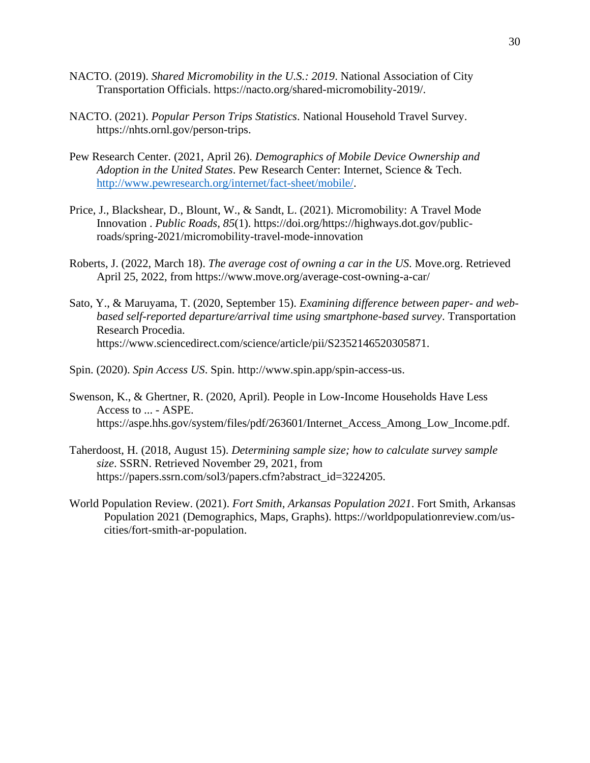NACTO. (2019). *Shared Micromobility in the U.S.: 2019*. National Association of City Transportation Officials. https://nacto.org/shared-micromobility-2019/.

NACTO. (2021). *Popular Person Trips Statistics*. National Household Travel Survey. https://nhts.ornl.gov/person-trips.

Pew Research Center. (2021, April 26). *Demographics of Mobile Device Ownership and Adoption in the United States*. Pew Research Center: Internet, Science & Tech. http://www.pewresearch.org/internet/fact-sheet/mobile/.

Price, J., Blackshear, D., Blount, W., & Sandt, L. (2021). Micromobility: A Travel Mode Innovation . *Public Roads*, *85*(1). https://doi.org/https://highways.dot.gov/public-roads/spring-2021/micromobility-travel-mode-innovation

Roberts, J. (2022, March 18). *The average cost of owning a car in the US*. Move.org. Retrieved April 25, 2022, from https://www.move.org/average-cost-owning-a-car/

Sato, Y., & Maruyama, T. (2020, September 15). *Examining difference between paper- and web-based self-reported departure/arrival time using smartphone-based survey*. Transportation Research Procedia. https://www.sciencedirect.com/science/article/pii/S2352146520305871.

Spin. (2020). *Spin Access US*. Spin. http://www.spin.app/spin-access-us.

Swenson, K., & Ghertner, R. (2020, April). People in Low-Income Households Have Less Access to ... - ASPE. https://aspe.hhs.gov/system/files/pdf/263601/Internet_Access_Among_Low_Income.pdf.

Taherdoost, H. (2018, August 15). *Determining sample size; how to calculate survey sample size*. SSRN. Retrieved November 29, 2021, from https://papers.ssrn.com/sol3/papers.cfm?abstract_id=3224205.

World Population Review. (2021). *Fort Smith, Arkansas Population 2021*. Fort Smith, Arkansas Population 2021 (Demographics, Maps, Graphs). https://worldpopulationreview.com/us-cities/fort-smith-ar-population.